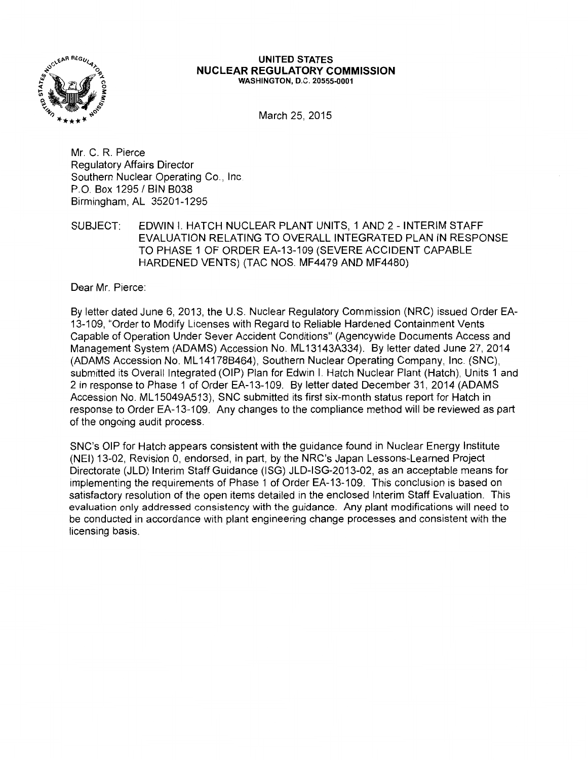**UNITED STATES**
**NUCLEAR REGULATORY COMMISSION**
WASHINGTON, D.C. 20555-0001

March 25, 2015

Mr. C. R. Pierce
Regulatory Affairs Director
Southern Nuclear Operating Co., Inc.
P.O. Box 1295 / BIN B038
Birmingham, AL 35201-1295

SUBJECT: EDWIN I. HATCH NUCLEAR PLANT UNITS, 1 AND 2 - INTERIM STAFF EVALUATION RELATING TO OVERALL INTEGRATED PLAN IN RESPONSE TO PHASE 1 OF ORDER EA-13-109 (SEVERE ACCIDENT CAPABLE HARDENED VENTS) (TAC NOS. MF4479 AND MF4480)

Dear Mr. Pierce:

By letter dated June 6, 2013, the U.S. Nuclear Regulatory Commission (NRC) issued Order EA-13-109, "Order to Modify Licenses with Regard to Reliable Hardened Containment Vents Capable of Operation Under Sever Accident Conditions" (Agencywide Documents Access and Management System (ADAMS) Accession No. ML13143A334). By letter dated June 27, 2014 (ADAMS Accession No. ML14178B464), Southern Nuclear Operating Company, Inc. (SNC), submitted its Overall Integrated (OIP) Plan for Edwin I. Hatch Nuclear Plant (Hatch), Units 1 and 2 in response to Phase 1 of Order EA-13-109. By letter dated December 31, 2014 (ADAMS Accession No. ML15049A513), SNC submitted its first six-month status report for Hatch in response to Order EA-13-109. Any changes to the compliance method will be reviewed as part of the ongoing audit process.

SNC's OIP for Hatch appears consistent with the guidance found in Nuclear Energy Institute (NEI) 13-02, Revision 0, endorsed, in part, by the NRC's Japan Lessons-Learned Project Directorate (JLD) Interim Staff Guidance (ISG) JLD-ISG-2013-02, as an acceptable means for implementing the requirements of Phase 1 of Order EA-13-109. This conclusion is based on satisfactory resolution of the open items detailed in the enclosed Interim Staff Evaluation. This evaluation only addressed consistency with the guidance. Any plant modifications will need to be conducted in accordance with plant engineering change processes and consistent with the licensing basis.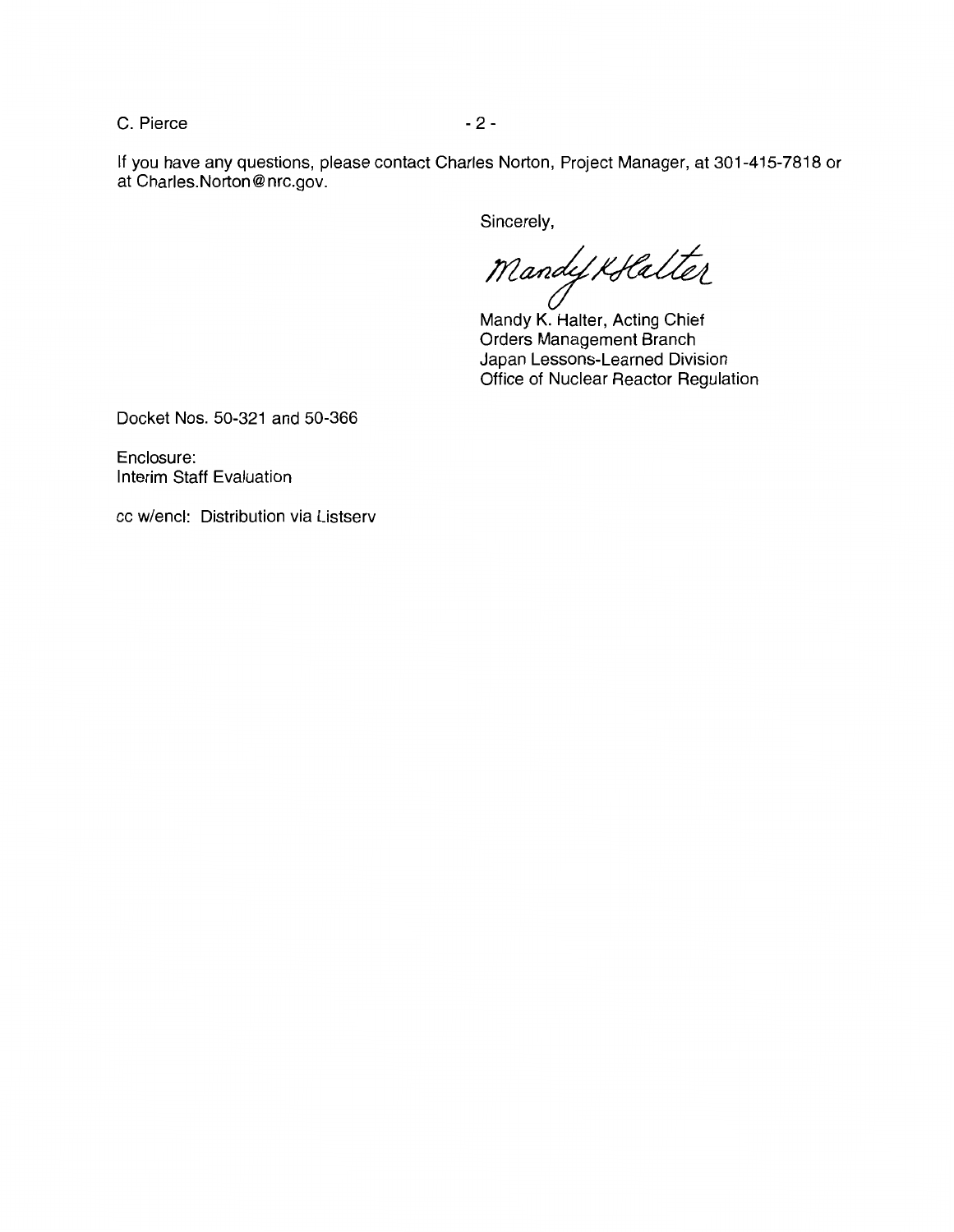If you have any questions, please contact Charles Norton, Project Manager, at 301-415-7818 or at Charles.Norton@nrc.gov.

Sincerely,

Mandy K Halter

Mandy K. Halter, Acting Chief
Orders Management Branch
Japan Lessons-Learned Division
Office of Nuclear Reactor Regulation

Docket Nos. 50-321 and 50-366

Enclosure:
Interim Staff Evaluation

cc w/encl: Distribution via Listserv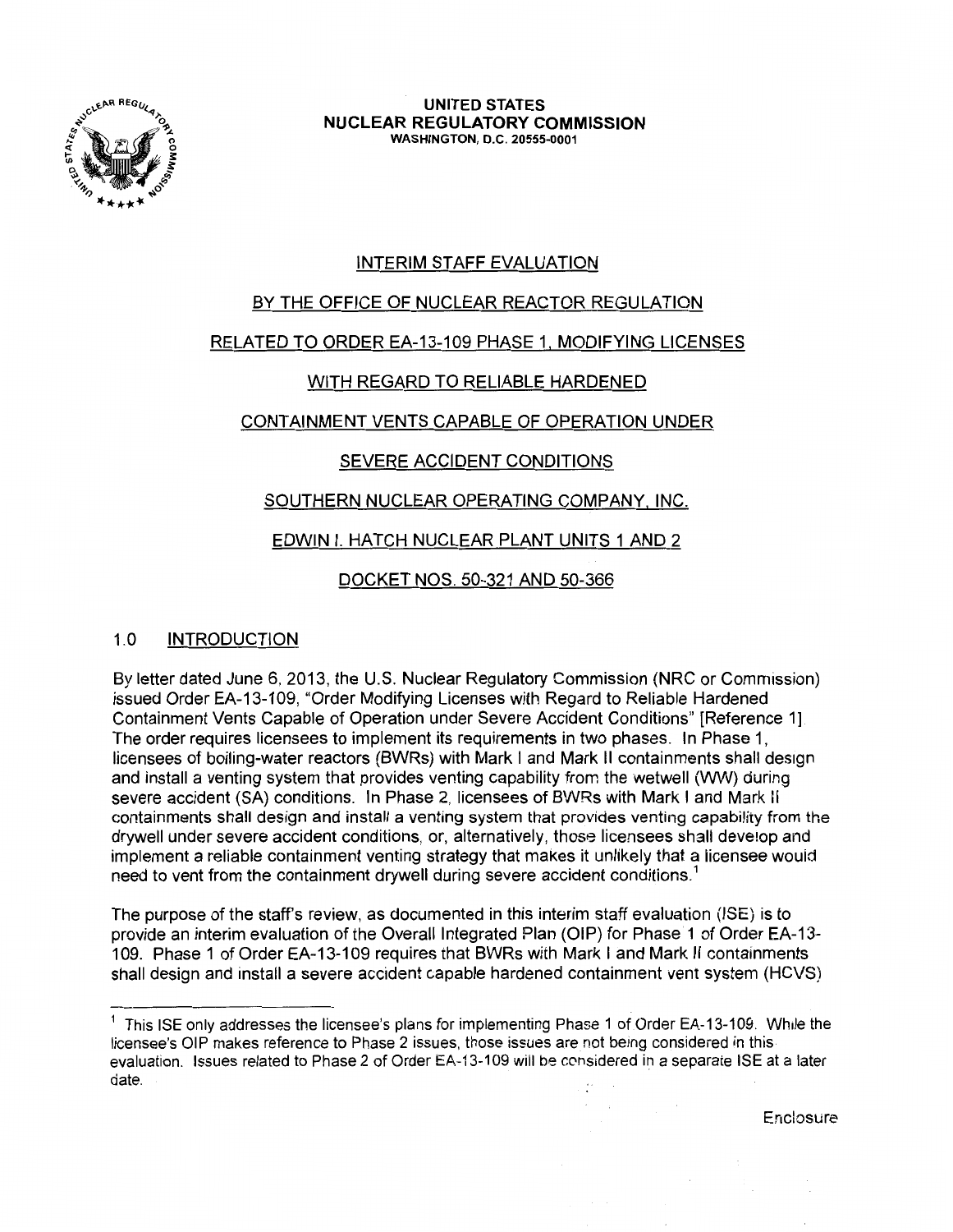UNITED STATES
NUCLEAR REGULATORY COMMISSION
WASHINGTON, D.C. 20555-0001

# INTERIM STAFF EVALUATION

# BY THE OFFICE OF NUCLEAR REACTOR REGULATION

# RELATED TO ORDER EA-13-109 PHASE 1, MODIFYING LICENSES

# WITH REGARD TO RELIABLE HARDENED

# CONTAINMENT VENTS CAPABLE OF OPERATION UNDER

# SEVERE ACCIDENT CONDITIONS

# SOUTHERN NUCLEAR OPERATING COMPANY, INC.

# EDWIN I. HATCH NUCLEAR PLANT UNITS 1 AND 2

# DOCKET NOS. 50-321 AND 50-366

## 1.0 INTRODUCTION

By letter dated June 6, 2013, the U.S. Nuclear Regulatory Commission (NRC or Commission) issued Order EA-13-109, "Order Modifying Licenses with Regard to Reliable Hardened Containment Vents Capable of Operation under Severe Accident Conditions" [Reference 1]. The order requires licensees to implement its requirements in two phases. In Phase 1, licensees of boiling-water reactors (BWRs) with Mark I and Mark II containments shall design and install a venting system that provides venting capability from the wetwell (WW) during severe accident (SA) conditions. In Phase 2, licensees of BWRs with Mark I and Mark II containments shall design and install a venting system that provides venting capability from the drywell under severe accident conditions, or, alternatively, those licensees shall develop and implement a reliable containment venting strategy that makes it unlikely that a licensee would need to vent from the containment drywell during severe accident conditions.[1]

The purpose of the staff's review, as documented in this interim staff evaluation (ISE) is to provide an interim evaluation of the Overall Integrated Plan (OIP) for Phase 1 of Order EA-13-109. Phase 1 of Order EA-13-109 requires that BWRs with Mark I and Mark II containments shall design and install a severe accident capable hardened containment vent system (HCVS)

[1] This ISE only addresses the licensee's plans for implementing Phase 1 of Order EA-13-109. While the licensee's OIP makes reference to Phase 2 issues, those issues are not being considered in this evaluation. Issues related to Phase 2 of Order EA-13-109 will be considered in a separate ISE at a later date.

Enclosure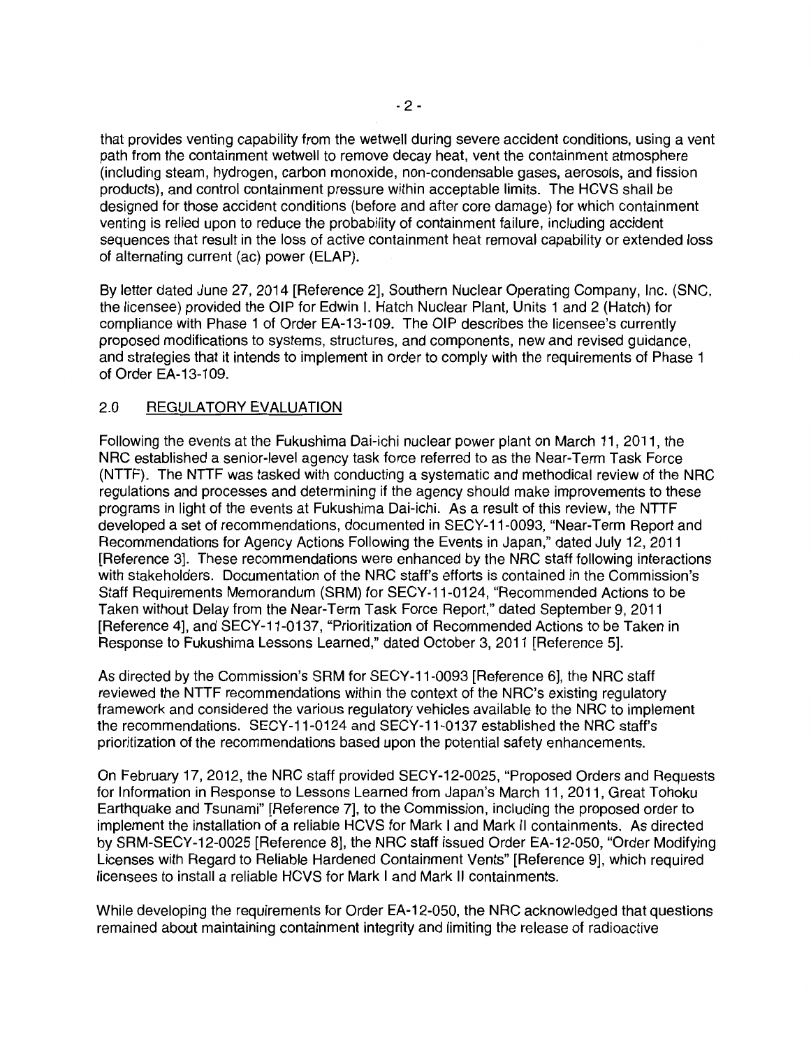that provides venting capability from the wetwell during severe accident conditions, using a vent path from the containment wetwell to remove decay heat, vent the containment atmosphere (including steam, hydrogen, carbon monoxide, non-condensable gases, aerosols, and fission products), and control containment pressure within acceptable limits. The HCVS shall be designed for those accident conditions (before and after core damage) for which containment venting is relied upon to reduce the probability of containment failure, including accident sequences that result in the loss of active containment heat removal capability or extended loss of alternating current (ac) power (ELAP).

By letter dated June 27, 2014 [Reference 2], Southern Nuclear Operating Company, Inc. (SNC, the licensee) provided the OIP for Edwin I. Hatch Nuclear Plant, Units 1 and 2 (Hatch) for compliance with Phase 1 of Order EA-13-109. The OIP describes the licensee's currently proposed modifications to systems, structures, and components, new and revised guidance, and strategies that it intends to implement in order to comply with the requirements of Phase 1 of Order EA-13-109.

## 2.0 REGULATORY EVALUATION

Following the events at the Fukushima Dai-ichi nuclear power plant on March 11, 2011, the NRC established a senior-level agency task force referred to as the Near-Term Task Force (NTTF). The NTTF was tasked with conducting a systematic and methodical review of the NRC regulations and processes and determining if the agency should make improvements to these programs in light of the events at Fukushima Dai-ichi. As a result of this review, the NTTF developed a set of recommendations, documented in SECY-11-0093, "Near-Term Report and Recommendations for Agency Actions Following the Events in Japan," dated July 12, 2011 [Reference 3]. These recommendations were enhanced by the NRC staff following interactions with stakeholders. Documentation of the NRC staff's efforts is contained in the Commission's Staff Requirements Memorandum (SRM) for SECY-11-0124, "Recommended Actions to be Taken without Delay from the Near-Term Task Force Report," dated September 9, 2011 [Reference 4], and SECY-11-0137, "Prioritization of Recommended Actions to be Taken in Response to Fukushima Lessons Learned," dated October 3, 2011 [Reference 5].

As directed by the Commission's SRM for SECY-11-0093 [Reference 6], the NRC staff reviewed the NTTF recommendations within the context of the NRC's existing regulatory framework and considered the various regulatory vehicles available to the NRC to implement the recommendations. SECY-11-0124 and SECY-11-0137 established the NRC staff's prioritization of the recommendations based upon the potential safety enhancements.

On February 17, 2012, the NRC staff provided SECY-12-0025, "Proposed Orders and Requests for Information in Response to Lessons Learned from Japan's March 11, 2011, Great Tohoku Earthquake and Tsunami" [Reference 7], to the Commission, including the proposed order to implement the installation of a reliable HCVS for Mark I and Mark II containments. As directed by SRM-SECY-12-0025 [Reference 8], the NRC staff issued Order EA-12-050, "Order Modifying Licenses with Regard to Reliable Hardened Containment Vents" [Reference 9], which required licensees to install a reliable HCVS for Mark I and Mark II containments.

While developing the requirements for Order EA-12-050, the NRC acknowledged that questions remained about maintaining containment integrity and limiting the release of radioactive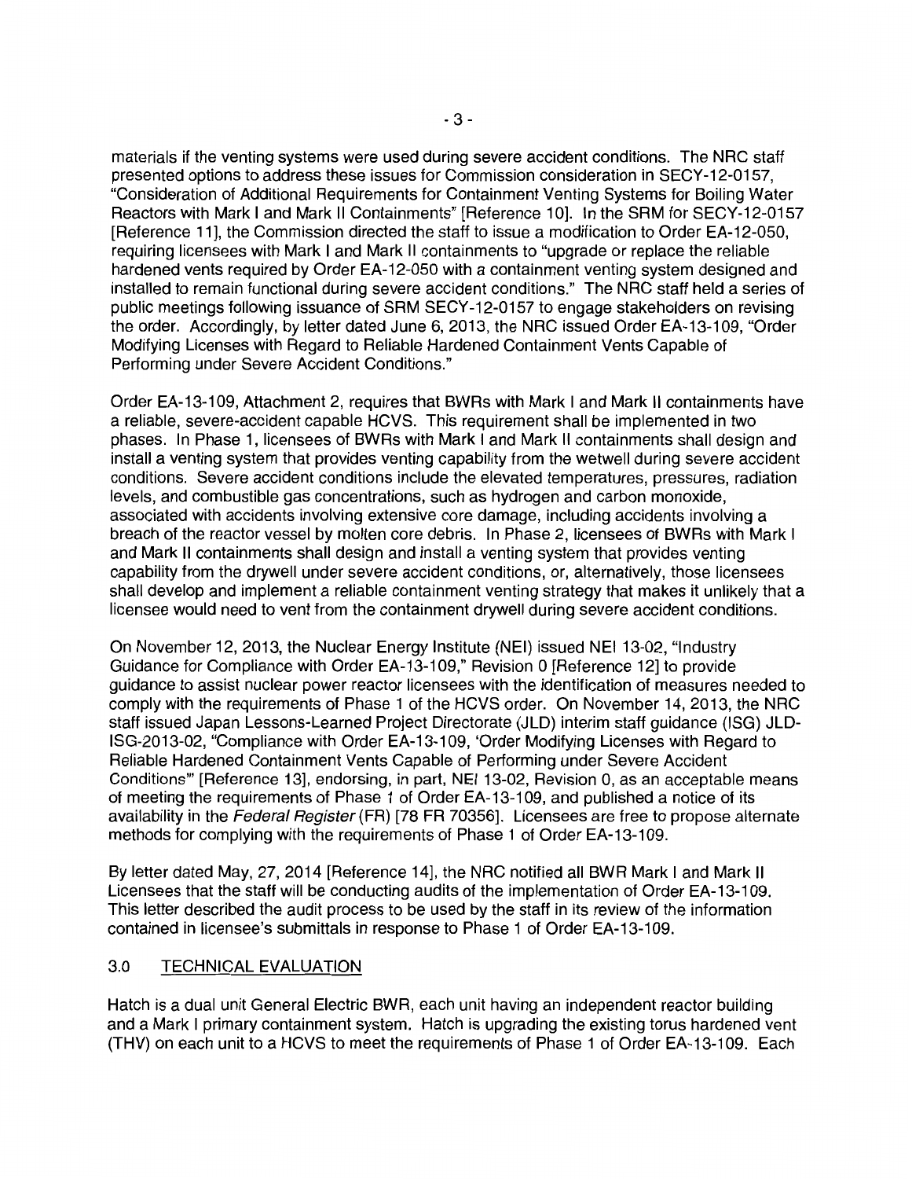materials if the venting systems were used during severe accident conditions. The NRC staff presented options to address these issues for Commission consideration in SECY-12-0157, "Consideration of Additional Requirements for Containment Venting Systems for Boiling Water Reactors with Mark I and Mark II Containments" [Reference 10]. In the SRM for SECY-12-0157 [Reference 11], the Commission directed the staff to issue a modification to Order EA-12-050, requiring licensees with Mark I and Mark II containments to "upgrade or replace the reliable hardened vents required by Order EA-12-050 with a containment venting system designed and installed to remain functional during severe accident conditions." The NRC staff held a series of public meetings following issuance of SRM SECY-12-0157 to engage stakeholders on revising the order. Accordingly, by letter dated June 6, 2013, the NRC issued Order EA-13-109, "Order Modifying Licenses with Regard to Reliable Hardened Containment Vents Capable of Performing under Severe Accident Conditions."

Order EA-13-109, Attachment 2, requires that BWRs with Mark I and Mark II containments have a reliable, severe-accident capable HCVS. This requirement shall be implemented in two phases. In Phase 1, licensees of BWRs with Mark I and Mark II containments shall design and install a venting system that provides venting capability from the wetwell during severe accident conditions. Severe accident conditions include the elevated temperatures, pressures, radiation levels, and combustible gas concentrations, such as hydrogen and carbon monoxide, associated with accidents involving extensive core damage, including accidents involving a breach of the reactor vessel by molten core debris. In Phase 2, licensees of BWRs with Mark I and Mark II containments shall design and install a venting system that provides venting capability from the drywell under severe accident conditions, or, alternatively, those licensees shall develop and implement a reliable containment venting strategy that makes it unlikely that a licensee would need to vent from the containment drywell during severe accident conditions.

On November 12, 2013, the Nuclear Energy Institute (NEI) issued NEI 13-02, "Industry Guidance for Compliance with Order EA-13-109," Revision 0 [Reference 12] to provide guidance to assist nuclear power reactor licensees with the identification of measures needed to comply with the requirements of Phase 1 of the HCVS order. On November 14, 2013, the NRC staff issued Japan Lessons-Learned Project Directorate (JLD) interim staff guidance (ISG) JLD-ISG-2013-02, "Compliance with Order EA-13-109, 'Order Modifying Licenses with Regard to Reliable Hardened Containment Vents Capable of Performing under Severe Accident Conditions'" [Reference 13], endorsing, in part, NEI 13-02, Revision 0, as an acceptable means of meeting the requirements of Phase 1 of Order EA-13-109, and published a notice of its availability in the *Federal Register* (FR) [78 FR 70356]. Licensees are free to propose alternate methods for complying with the requirements of Phase 1 of Order EA-13-109.

By letter dated May, 27, 2014 [Reference 14], the NRC notified all BWR Mark I and Mark II Licensees that the staff will be conducting audits of the implementation of Order EA-13-109. This letter described the audit process to be used by the staff in its review of the information contained in licensee's submittals in response to Phase 1 of Order EA-13-109.

## 3.0 TECHNICAL EVALUATION

Hatch is a dual unit General Electric BWR, each unit having an independent reactor building and a Mark I primary containment system. Hatch is upgrading the existing torus hardened vent (THV) on each unit to a HCVS to meet the requirements of Phase 1 of Order EA-13-109. Each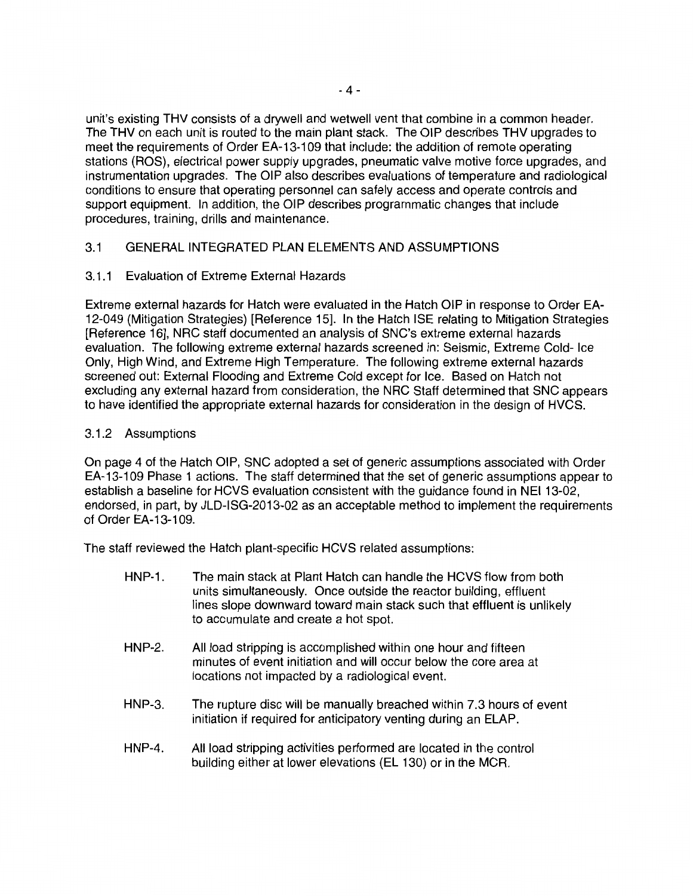unit's existing THV consists of a drywell and wetwell vent that combine in a common header. The THV on each unit is routed to the main plant stack. The OIP describes THV upgrades to meet the requirements of Order EA-13-109 that include: the addition of remote operating stations (ROS), electrical power supply upgrades, pneumatic valve motive force upgrades, and instrumentation upgrades. The OIP also describes evaluations of temperature and radiological conditions to ensure that operating personnel can safely access and operate controls and support equipment. In addition, the OIP describes programmatic changes that include procedures, training, drills and maintenance.

## 3.1 GENERAL INTEGRATED PLAN ELEMENTS AND ASSUMPTIONS

### 3.1.1 Evaluation of Extreme External Hazards

Extreme external hazards for Hatch were evaluated in the Hatch OIP in response to Order EA-12-049 (Mitigation Strategies) [Reference 15]. In the Hatch ISE relating to Mitigation Strategies [Reference 16], NRC staff documented an analysis of SNC's extreme external hazards evaluation. The following extreme external hazards screened in: Seismic, Extreme Cold- Ice Only, High Wind, and Extreme High Temperature. The following extreme external hazards screened out: External Flooding and Extreme Cold except for Ice. Based on Hatch not excluding any external hazard from consideration, the NRC Staff determined that SNC appears to have identified the appropriate external hazards for consideration in the design of HVCS.

### 3.1.2 Assumptions

On page 4 of the Hatch OIP, SNC adopted a set of generic assumptions associated with Order EA-13-109 Phase 1 actions. The staff determined that the set of generic assumptions appear to establish a baseline for HCVS evaluation consistent with the guidance found in NEI 13-02, endorsed, in part, by JLD-ISG-2013-02 as an acceptable method to implement the requirements of Order EA-13-109.

The staff reviewed the Hatch plant-specific HCVS related assumptions:

- HNP-1. The main stack at Plant Hatch can handle the HCVS flow from both units simultaneously. Once outside the reactor building, effluent lines slope downward toward main stack such that effluent is unlikely to accumulate and create a hot spot.
- HNP-2. All load stripping is accomplished within one hour and fifteen minutes of event initiation and will occur below the core area at locations not impacted by a radiological event.
- HNP-3. The rupture disc will be manually breached within 7.3 hours of event initiation if required for anticipatory venting during an ELAP.
- HNP-4. All load stripping activities performed are located in the control building either at lower elevations (EL 130) or in the MCR.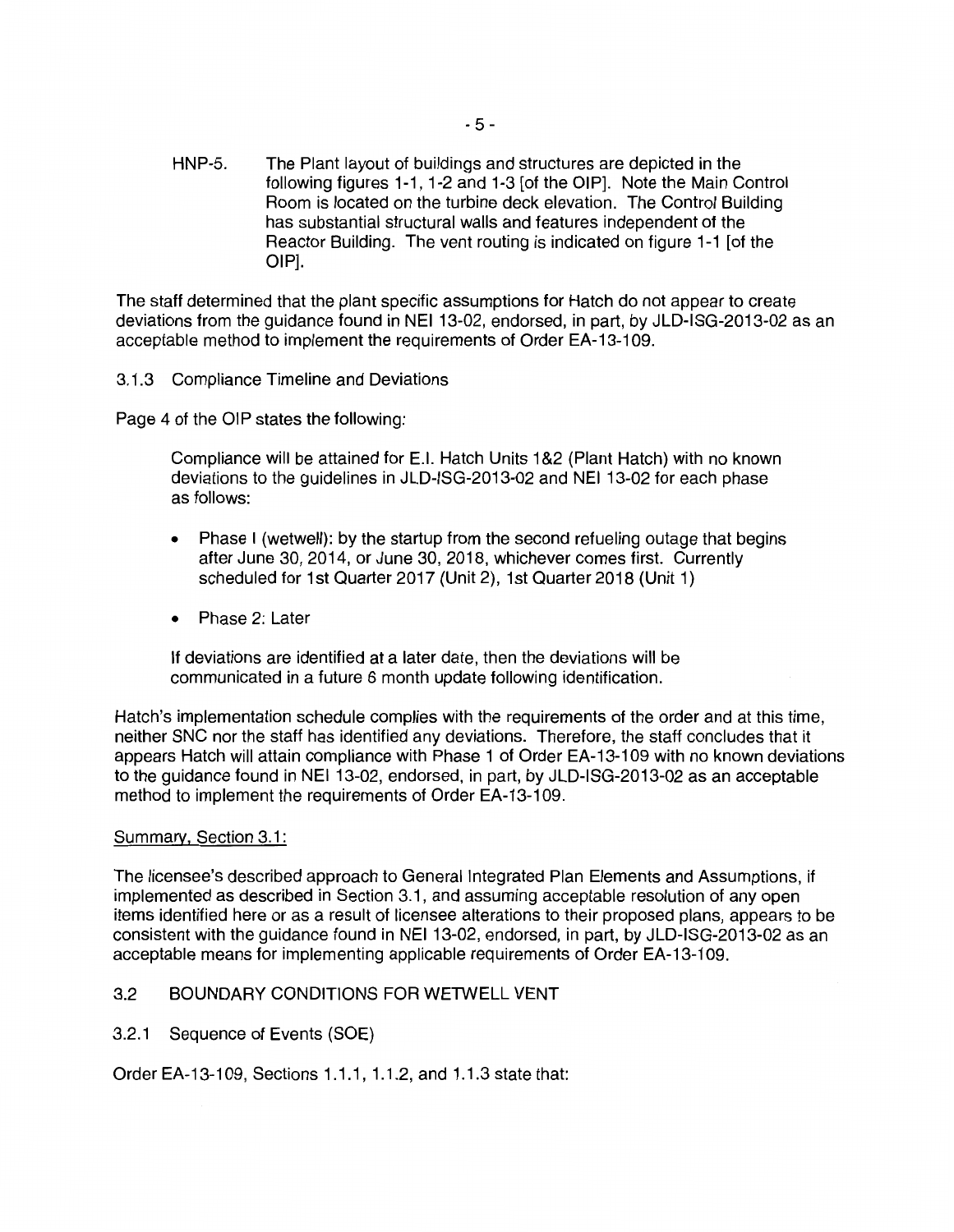HNP-5. The Plant layout of buildings and structures are depicted in the following figures 1-1, 1-2 and 1-3 [of the OIP]. Note the Main Control Room is located on the turbine deck elevation. The Control Building has substantial structural walls and features independent of the Reactor Building. The vent routing is indicated on figure 1-1 [of the OIP].

The staff determined that the plant specific assumptions for Hatch do not appear to create deviations from the guidance found in NEI 13-02, endorsed, in part, by JLD-ISG-2013-02 as an acceptable method to implement the requirements of Order EA-13-109.

### 3.1.3 Compliance Timeline and Deviations

Page 4 of the OIP states the following:

> Compliance will be attained for E.I. Hatch Units 1&2 (Plant Hatch) with no known deviations to the guidelines in JLD-ISG-2013-02 and NEI 13-02 for each phase as follows:
>
> - Phase I (wetwell): by the startup from the second refueling outage that begins after June 30, 2014, or June 30, 2018, whichever comes first. Currently scheduled for 1st Quarter 2017 (Unit 2), 1st Quarter 2018 (Unit 1)
> - Phase 2: Later
>
> If deviations are identified at a later date, then the deviations will be communicated in a future 6 month update following identification.

Hatch's implementation schedule complies with the requirements of the order and at this time, neither SNC nor the staff has identified any deviations. Therefore, the staff concludes that it appears Hatch will attain compliance with Phase 1 of Order EA-13-109 with no known deviations to the guidance found in NEI 13-02, endorsed, in part, by JLD-ISG-2013-02 as an acceptable method to implement the requirements of Order EA-13-109.

Summary, Section 3.1:

The licensee's described approach to General Integrated Plan Elements and Assumptions, if implemented as described in Section 3.1, and assuming acceptable resolution of any open items identified here or as a result of licensee alterations to their proposed plans, appears to be consistent with the guidance found in NEI 13-02, endorsed, in part, by JLD-ISG-2013-02 as an acceptable means for implementing applicable requirements of Order EA-13-109.

## 3.2 BOUNDARY CONDITIONS FOR WETWELL VENT

### 3.2.1 Sequence of Events (SOE)

Order EA-13-109, Sections 1.1.1, 1.1.2, and 1.1.3 state that: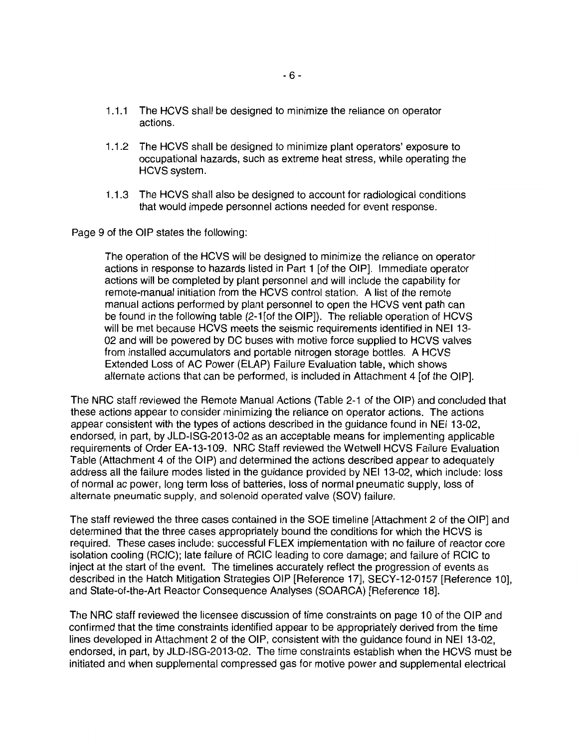1.1.1 The HCVS shall be designed to minimize the reliance on operator actions.

1.1.2 The HCVS shall be designed to minimize plant operators' exposure to occupational hazards, such as extreme heat stress, while operating the HCVS system.

1.1.3 The HCVS shall also be designed to account for radiological conditions that would impede personnel actions needed for event response.

Page 9 of the OIP states the following:

> The operation of the HCVS will be designed to minimize the reliance on operator actions in response to hazards listed in Part 1 [of the OIP]. Immediate operator actions will be completed by plant personnel and will include the capability for remote-manual initiation from the HCVS control station. A list of the remote manual actions performed by plant personnel to open the HCVS vent path can be found in the following table (2-1[of the OIP]). The reliable operation of HCVS will be met because HCVS meets the seismic requirements identified in NEI 13-02 and will be powered by DC buses with motive force supplied to HCVS valves from installed accumulators and portable nitrogen storage bottles. A HCVS Extended Loss of AC Power (ELAP) Failure Evaluation table, which shows alternate actions that can be performed, is included in Attachment 4 [of the OIP].

The NRC staff reviewed the Remote Manual Actions (Table 2-1 of the OIP) and concluded that these actions appear to consider minimizing the reliance on operator actions. The actions appear consistent with the types of actions described in the guidance found in NEI 13-02, endorsed, in part, by JLD-ISG-2013-02 as an acceptable means for implementing applicable requirements of Order EA-13-109. NRC Staff reviewed the Wetwell HCVS Failure Evaluation Table (Attachment 4 of the OIP) and determined the actions described appear to adequately address all the failure modes listed in the guidance provided by NEI 13-02, which include: loss of normal ac power, long term loss of batteries, loss of normal pneumatic supply, loss of alternate pneumatic supply, and solenoid operated valve (SOV) failure.

The staff reviewed the three cases contained in the SOE timeline [Attachment 2 of the OIP] and determined that the three cases appropriately bound the conditions for which the HCVS is required. These cases include: successful FLEX implementation with no failure of reactor core isolation cooling (RCIC); late failure of RCIC leading to core damage; and failure of RCIC to inject at the start of the event. The timelines accurately reflect the progression of events as described in the Hatch Mitigation Strategies OIP [Reference 17], SECY-12-0157 [Reference 10], and State-of-the-Art Reactor Consequence Analyses (SOARCA) [Reference 18].

The NRC staff reviewed the licensee discussion of time constraints on page 10 of the OIP and confirmed that the time constraints identified appear to be appropriately derived from the time lines developed in Attachment 2 of the OIP, consistent with the guidance found in NEI 13-02, endorsed, in part, by JLD-ISG-2013-02. The time constraints establish when the HCVS must be initiated and when supplemental compressed gas for motive power and supplemental electrical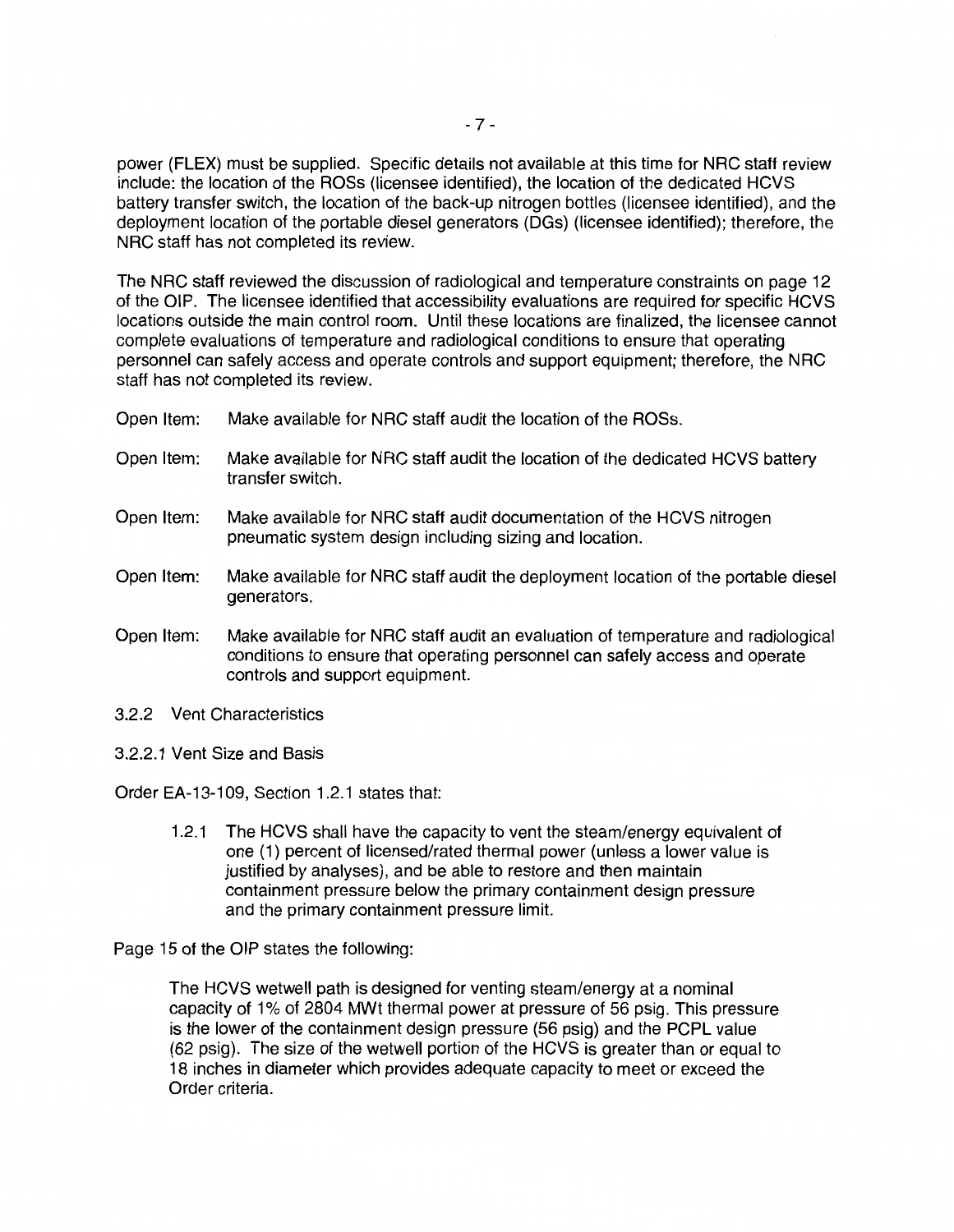power (FLEX) must be supplied. Specific details not available at this time for NRC staff review include: the location of the ROSs (licensee identified), the location of the dedicated HCVS battery transfer switch, the location of the back-up nitrogen bottles (licensee identified), and the deployment location of the portable diesel generators (DGs) (licensee identified); therefore, the NRC staff has not completed its review.

The NRC staff reviewed the discussion of radiological and temperature constraints on page 12 of the OIP. The licensee identified that accessibility evaluations are required for specific HCVS locations outside the main control room. Until these locations are finalized, the licensee cannot complete evaluations of temperature and radiological conditions to ensure that operating personnel can safely access and operate controls and support equipment; therefore, the NRC staff has not completed its review.

Open Item: Make available for NRC staff audit the location of the ROSs.

Open Item: Make available for NRC staff audit the location of the dedicated HCVS battery transfer switch.

Open Item: Make available for NRC staff audit documentation of the HCVS nitrogen pneumatic system design including sizing and location.

Open Item: Make available for NRC staff audit the deployment location of the portable diesel generators.

Open Item: Make available for NRC staff audit an evaluation of temperature and radiological conditions to ensure that operating personnel can safely access and operate controls and support equipment.

3.2.2 Vent Characteristics

3.2.2.1 Vent Size and Basis

Order EA-13-109, Section 1.2.1 states that:

> 1.2.1 The HCVS shall have the capacity to vent the steam/energy equivalent of one (1) percent of licensed/rated thermal power (unless a lower value is justified by analyses), and be able to restore and then maintain containment pressure below the primary containment design pressure and the primary containment pressure limit.

Page 15 of the OIP states the following:

> The HCVS wetwell path is designed for venting steam/energy at a nominal capacity of 1% of 2804 MWt thermal power at pressure of 56 psig. This pressure is the lower of the containment design pressure (56 psig) and the PCPL value (62 psig). The size of the wetwell portion of the HCVS is greater than or equal to 18 inches in diameter which provides adequate capacity to meet or exceed the Order criteria.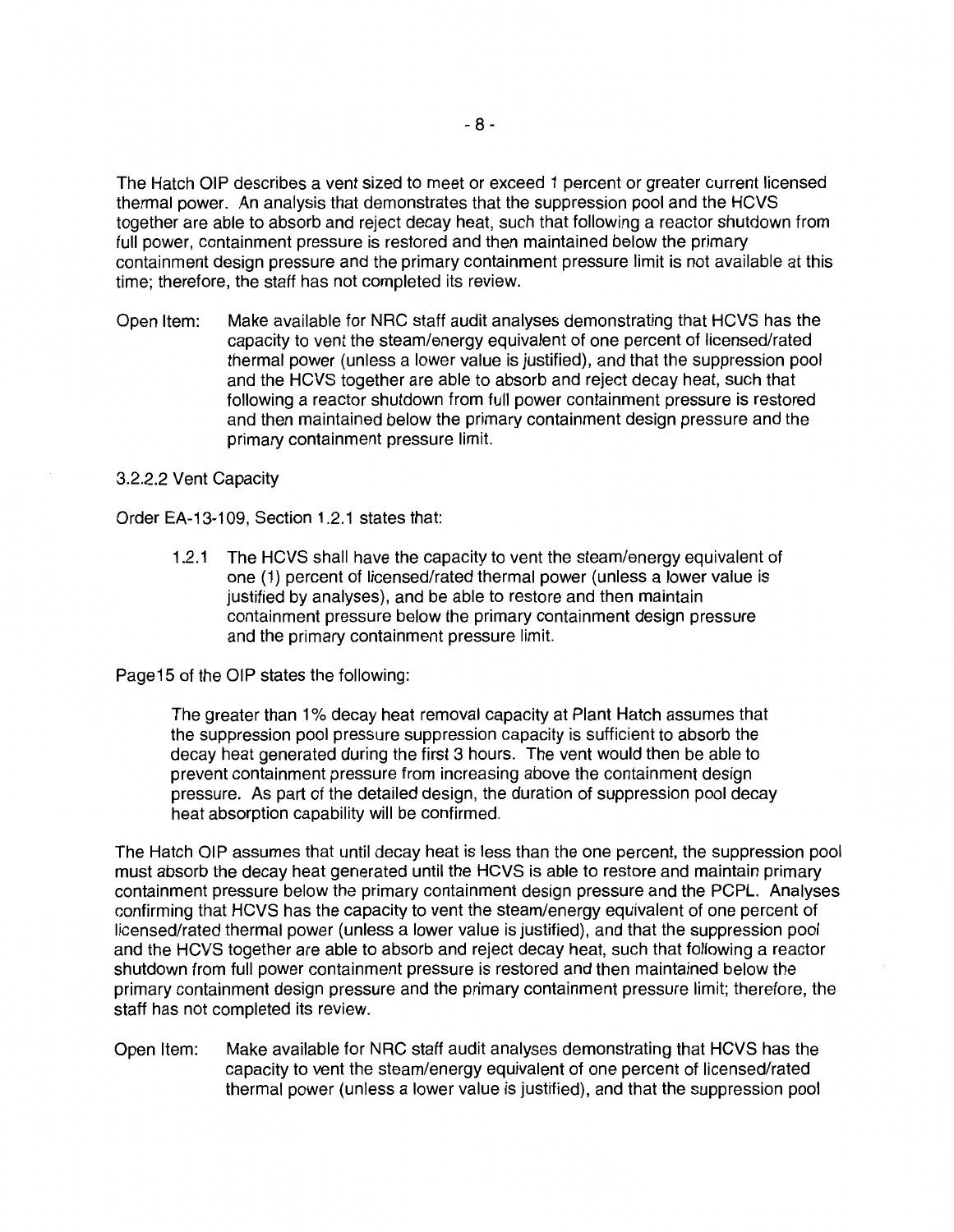The Hatch OIP describes a vent sized to meet or exceed 1 percent or greater current licensed thermal power. An analysis that demonstrates that the suppression pool and the HCVS together are able to absorb and reject decay heat, such that following a reactor shutdown from full power, containment pressure is restored and then maintained below the primary containment design pressure and the primary containment pressure limit is not available at this time; therefore, the staff has not completed its review.

Open Item: Make available for NRC staff audit analyses demonstrating that HCVS has the capacity to vent the steam/energy equivalent of one percent of licensed/rated thermal power (unless a lower value is justified), and that the suppression pool and the HCVS together are able to absorb and reject decay heat, such that following a reactor shutdown from full power containment pressure is restored and then maintained below the primary containment design pressure and the primary containment pressure limit.

3.2.2.2 Vent Capacity

Order EA-13-109, Section 1.2.1 states that:

> 1.2.1 The HCVS shall have the capacity to vent the steam/energy equivalent of one (1) percent of licensed/rated thermal power (unless a lower value is justified by analyses), and be able to restore and then maintain containment pressure below the primary containment design pressure and the primary containment pressure limit.

Page15 of the OIP states the following:

> The greater than 1% decay heat removal capacity at Plant Hatch assumes that the suppression pool pressure suppression capacity is sufficient to absorb the decay heat generated during the first 3 hours. The vent would then be able to prevent containment pressure from increasing above the containment design pressure. As part of the detailed design, the duration of suppression pool decay heat absorption capability will be confirmed.

The Hatch OIP assumes that until decay heat is less than the one percent, the suppression pool must absorb the decay heat generated until the HCVS is able to restore and maintain primary containment pressure below the primary containment design pressure and the PCPL. Analyses confirming that HCVS has the capacity to vent the steam/energy equivalent of one percent of licensed/rated thermal power (unless a lower value is justified), and that the suppression pool and the HCVS together are able to absorb and reject decay heat, such that following a reactor shutdown from full power containment pressure is restored and then maintained below the primary containment design pressure and the primary containment pressure limit; therefore, the staff has not completed its review.

Open Item: Make available for NRC staff audit analyses demonstrating that HCVS has the capacity to vent the steam/energy equivalent of one percent of licensed/rated thermal power (unless a lower value is justified), and that the suppression pool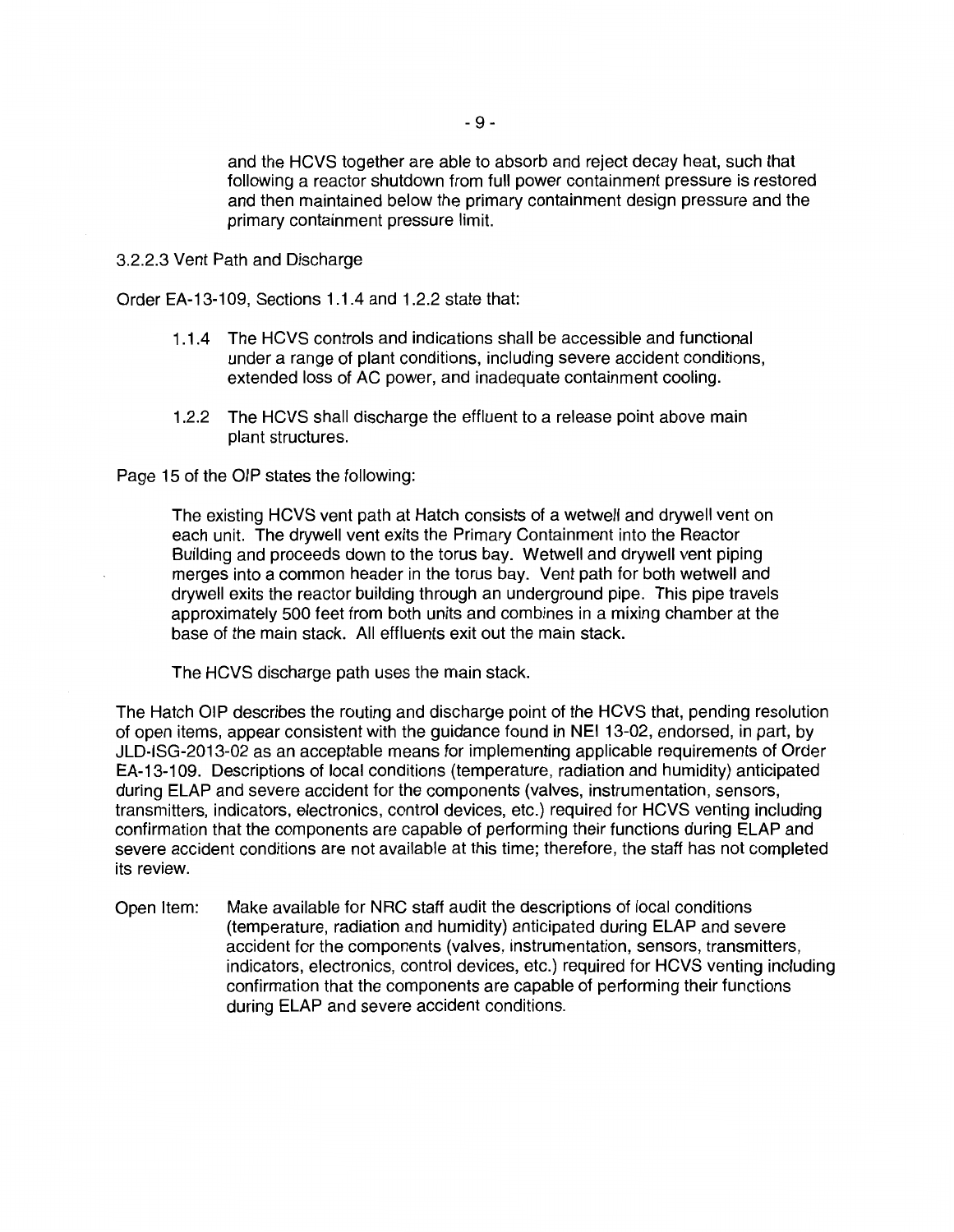and the HCVS together are able to absorb and reject decay heat, such that following a reactor shutdown from full power containment pressure is restored and then maintained below the primary containment design pressure and the primary containment pressure limit.

3.2.2.3 Vent Path and Discharge

Order EA-13-109, Sections 1.1.4 and 1.2.2 state that:

> 1.1.4 The HCVS controls and indications shall be accessible and functional under a range of plant conditions, including severe accident conditions, extended loss of AC power, and inadequate containment cooling.
>
> 1.2.2 The HCVS shall discharge the effluent to a release point above main plant structures.

Page 15 of the OIP states the following:

> The existing HCVS vent path at Hatch consists of a wetwell and drywell vent on each unit. The drywell vent exits the Primary Containment into the Reactor Building and proceeds down to the torus bay. Wetwell and drywell vent piping merges into a common header in the torus bay. Vent path for both wetwell and drywell exits the reactor building through an underground pipe. This pipe travels approximately 500 feet from both units and combines in a mixing chamber at the base of the main stack. All effluents exit out the main stack.
>
> The HCVS discharge path uses the main stack.

The Hatch OIP describes the routing and discharge point of the HCVS that, pending resolution of open items, appear consistent with the guidance found in NEI 13-02, endorsed, in part, by JLD-ISG-2013-02 as an acceptable means for implementing applicable requirements of Order EA-13-109. Descriptions of local conditions (temperature, radiation and humidity) anticipated during ELAP and severe accident for the components (valves, instrumentation, sensors, transmitters, indicators, electronics, control devices, etc.) required for HCVS venting including confirmation that the components are capable of performing their functions during ELAP and severe accident conditions are not available at this time; therefore, the staff has not completed its review.

Open Item: Make available for NRC staff audit the descriptions of local conditions (temperature, radiation and humidity) anticipated during ELAP and severe accident for the components (valves, instrumentation, sensors, transmitters, indicators, electronics, control devices, etc.) required for HCVS venting including confirmation that the components are capable of performing their functions during ELAP and severe accident conditions.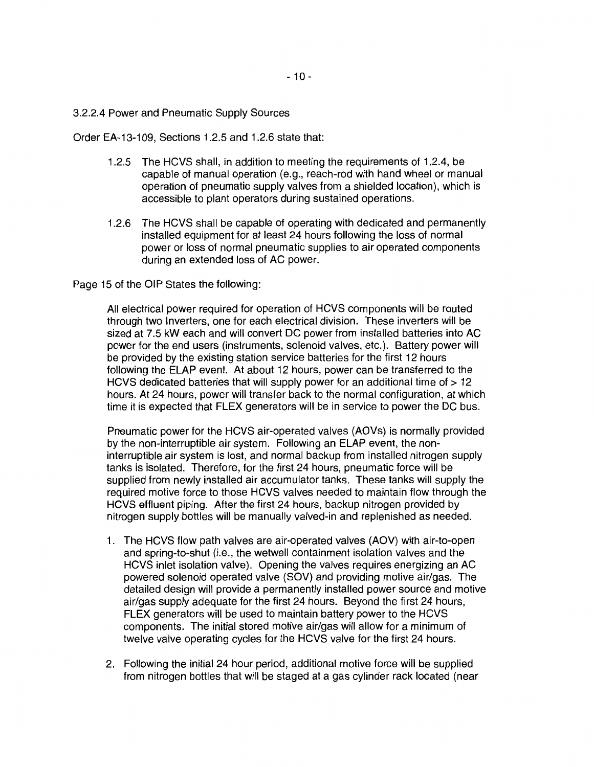3.2.2.4 Power and Pneumatic Supply Sources

Order EA-13-109, Sections 1.2.5 and 1.2.6 state that:

> 1.2.5 The HCVS shall, in addition to meeting the requirements of 1.2.4, be capable of manual operation (e.g., reach-rod with hand wheel or manual operation of pneumatic supply valves from a shielded location), which is accessible to plant operators during sustained operations.
>
> 1.2.6 The HCVS shall be capable of operating with dedicated and permanently installed equipment for at least 24 hours following the loss of normal power or loss of normal pneumatic supplies to air operated components during an extended loss of AC power.

Page 15 of the OIP States the following:

> All electrical power required for operation of HCVS components will be routed through two Inverters, one for each electrical division. These inverters will be sized at 7.5 kW each and will convert DC power from installed batteries into AC power for the end users (instruments, solenoid valves, etc.). Battery power will be provided by the existing station service batteries for the first 12 hours following the ELAP event. At about 12 hours, power can be transferred to the HCVS dedicated batteries that will supply power for an additional time of > 12 hours. At 24 hours, power will transfer back to the normal configuration, at which time it is expected that FLEX generators will be in service to power the DC bus.
>
> Pneumatic power for the HCVS air-operated valves (AOVs) is normally provided by the non-interruptible air system. Following an ELAP event, the non-interruptible air system is lost, and normal backup from installed nitrogen supply tanks is isolated. Therefore, for the first 24 hours, pneumatic force will be supplied from newly installed air accumulator tanks. These tanks will supply the required motive force to those HCVS valves needed to maintain flow through the HCVS effluent piping. After the first 24 hours, backup nitrogen provided by nitrogen supply bottles will be manually valved-in and replenished as needed.
>
> 1. The HCVS flow path valves are air-operated valves (AOV) with air-to-open and spring-to-shut (i.e., the wetwell containment isolation valves and the HCVS inlet isolation valve). Opening the valves requires energizing an AC powered solenoid operated valve (SOV) and providing motive air/gas. The detailed design will provide a permanently installed power source and motive air/gas supply adequate for the first 24 hours. Beyond the first 24 hours, FLEX generators will be used to maintain battery power to the HCVS components. The initial stored motive air/gas will allow for a minimum of twelve valve operating cycles for the HCVS valve for the first 24 hours.
>
> 2. Following the initial 24 hour period, additional motive force will be supplied from nitrogen bottles that will be staged at a gas cylinder rack located (near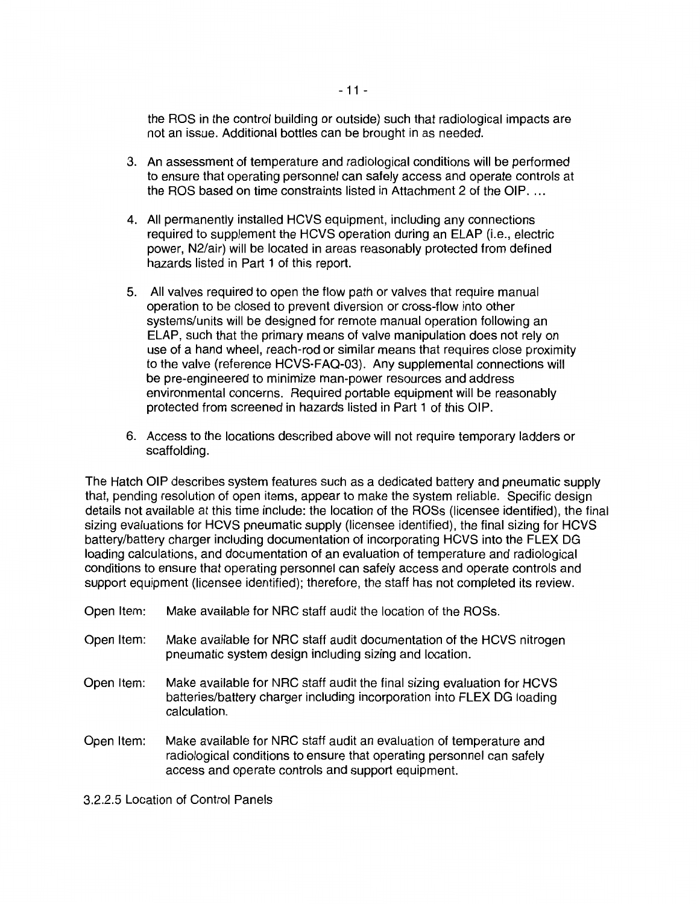the ROS in the control building or outside) such that radiological impacts are not an issue. Additional bottles can be brought in as needed.

3. An assessment of temperature and radiological conditions will be performed to ensure that operating personnel can safely access and operate controls at the ROS based on time constraints listed in Attachment 2 of the OIP. ...

4. All permanently installed HCVS equipment, including any connections required to supplement the HCVS operation during an ELAP (i.e., electric power, N2/air) will be located in areas reasonably protected from defined hazards listed in Part 1 of this report.

5. All valves required to open the flow path or valves that require manual operation to be closed to prevent diversion or cross-flow into other systems/units will be designed for remote manual operation following an ELAP, such that the primary means of valve manipulation does not rely on use of a hand wheel, reach-rod or similar means that requires close proximity to the valve (reference HCVS-FAQ-03). Any supplemental connections will be pre-engineered to minimize man-power resources and address environmental concerns. Required portable equipment will be reasonably protected from screened in hazards listed in Part 1 of this OIP.

6. Access to the locations described above will not require temporary ladders or scaffolding.

The Hatch OIP describes system features such as a dedicated battery and pneumatic supply that, pending resolution of open items, appear to make the system reliable. Specific design details not available at this time include: the location of the ROSs (licensee identified), the final sizing evaluations for HCVS pneumatic supply (licensee identified), the final sizing for HCVS battery/battery charger including documentation of incorporating HCVS into the FLEX DG loading calculations, and documentation of an evaluation of temperature and radiological conditions to ensure that operating personnel can safely access and operate controls and support equipment (licensee identified); therefore, the staff has not completed its review.

Open Item: Make available for NRC staff audit the location of the ROSs.

Open Item: Make available for NRC staff audit documentation of the HCVS nitrogen pneumatic system design including sizing and location.

Open Item: Make available for NRC staff audit the final sizing evaluation for HCVS batteries/battery charger including incorporation into FLEX DG loading calculation.

Open Item: Make available for NRC staff audit an evaluation of temperature and radiological conditions to ensure that operating personnel can safely access and operate controls and support equipment.

3.2.2.5 Location of Control Panels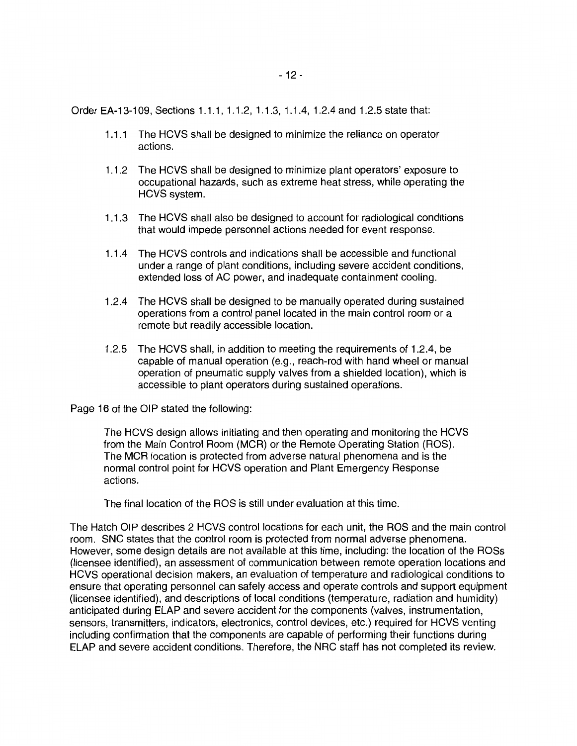Order EA-13-109, Sections 1.1.1, 1.1.2, 1.1.3, 1.1.4, 1.2.4 and 1.2.5 state that:

> 1.1.1 The HCVS shall be designed to minimize the reliance on operator actions.
>
> 1.1.2 The HCVS shall be designed to minimize plant operators' exposure to occupational hazards, such as extreme heat stress, while operating the HCVS system.
>
> 1.1.3 The HCVS shall also be designed to account for radiological conditions that would impede personnel actions needed for event response.
>
> 1.1.4 The HCVS controls and indications shall be accessible and functional under a range of plant conditions, including severe accident conditions, extended loss of AC power, and inadequate containment cooling.
>
> 1.2.4 The HCVS shall be designed to be manually operated during sustained operations from a control panel located in the main control room or a remote but readily accessible location.
>
> 1.2.5 The HCVS shall, in addition to meeting the requirements of 1.2.4, be capable of manual operation (e.g., reach-rod with hand wheel or manual operation of pneumatic supply valves from a shielded location), which is accessible to plant operators during sustained operations.

Page 16 of the OIP stated the following:

> The HCVS design allows initiating and then operating and monitoring the HCVS from the Main Control Room (MCR) or the Remote Operating Station (ROS). The MCR location is protected from adverse natural phenomena and is the normal control point for HCVS operation and Plant Emergency Response actions.
>
> The final location of the ROS is still under evaluation at this time.

The Hatch OIP describes 2 HCVS control locations for each unit, the ROS and the main control room. SNC states that the control room is protected from normal adverse phenomena. However, some design details are not available at this time, including: the location of the ROSs (licensee identified), an assessment of communication between remote operation locations and HCVS operational decision makers, an evaluation of temperature and radiological conditions to ensure that operating personnel can safely access and operate controls and support equipment (licensee identified), and descriptions of local conditions (temperature, radiation and humidity) anticipated during ELAP and severe accident for the components (valves, instrumentation, sensors, transmitters, indicators, electronics, control devices, etc.) required for HCVS venting including confirmation that the components are capable of performing their functions during ELAP and severe accident conditions. Therefore, the NRC staff has not completed its review.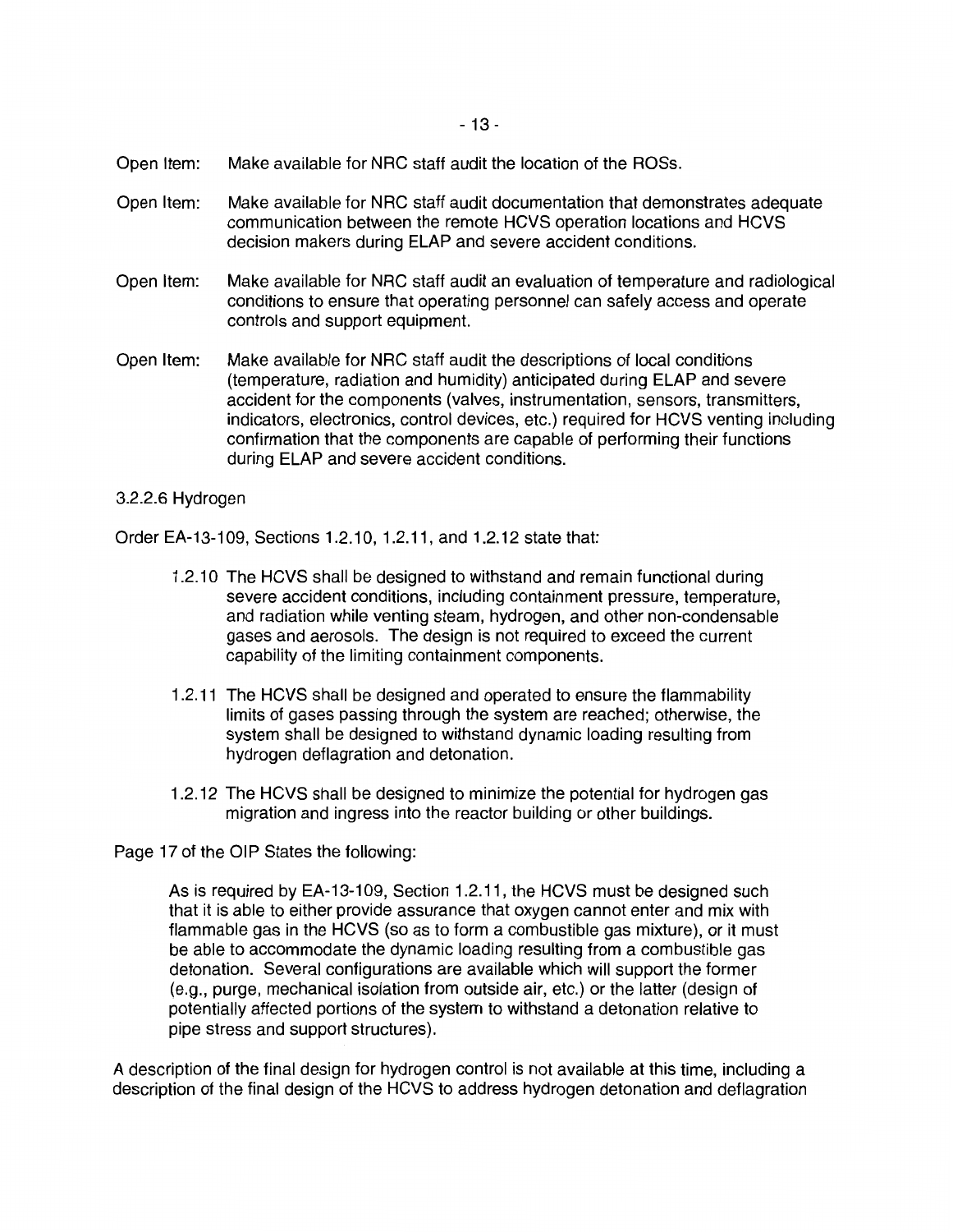Open Item: Make available for NRC staff audit the location of the ROSs.

Open Item: Make available for NRC staff audit documentation that demonstrates adequate communication between the remote HCVS operation locations and HCVS decision makers during ELAP and severe accident conditions.

Open Item: Make available for NRC staff audit an evaluation of temperature and radiological conditions to ensure that operating personnel can safely access and operate controls and support equipment.

Open Item: Make available for NRC staff audit the descriptions of local conditions (temperature, radiation and humidity) anticipated during ELAP and severe accident for the components (valves, instrumentation, sensors, transmitters, indicators, electronics, control devices, etc.) required for HCVS venting including confirmation that the components are capable of performing their functions during ELAP and severe accident conditions.

3.2.2.6 Hydrogen

Order EA-13-109, Sections 1.2.10, 1.2.11, and 1.2.12 state that:

> 1.2.10 The HCVS shall be designed to withstand and remain functional during severe accident conditions, including containment pressure, temperature, and radiation while venting steam, hydrogen, and other non-condensable gases and aerosols. The design is not required to exceed the current capability of the limiting containment components.
>
> 1.2.11 The HCVS shall be designed and operated to ensure the flammability limits of gases passing through the system are reached; otherwise, the system shall be designed to withstand dynamic loading resulting from hydrogen deflagration and detonation.
>
> 1.2.12 The HCVS shall be designed to minimize the potential for hydrogen gas migration and ingress into the reactor building or other buildings.

Page 17 of the OIP States the following:

> As is required by EA-13-109, Section 1.2.11, the HCVS must be designed such that it is able to either provide assurance that oxygen cannot enter and mix with flammable gas in the HCVS (so as to form a combustible gas mixture), or it must be able to accommodate the dynamic loading resulting from a combustible gas detonation. Several configurations are available which will support the former (e.g., purge, mechanical isolation from outside air, etc.) or the latter (design of potentially affected portions of the system to withstand a detonation relative to pipe stress and support structures).

A description of the final design for hydrogen control is not available at this time, including a description of the final design of the HCVS to address hydrogen detonation and deflagration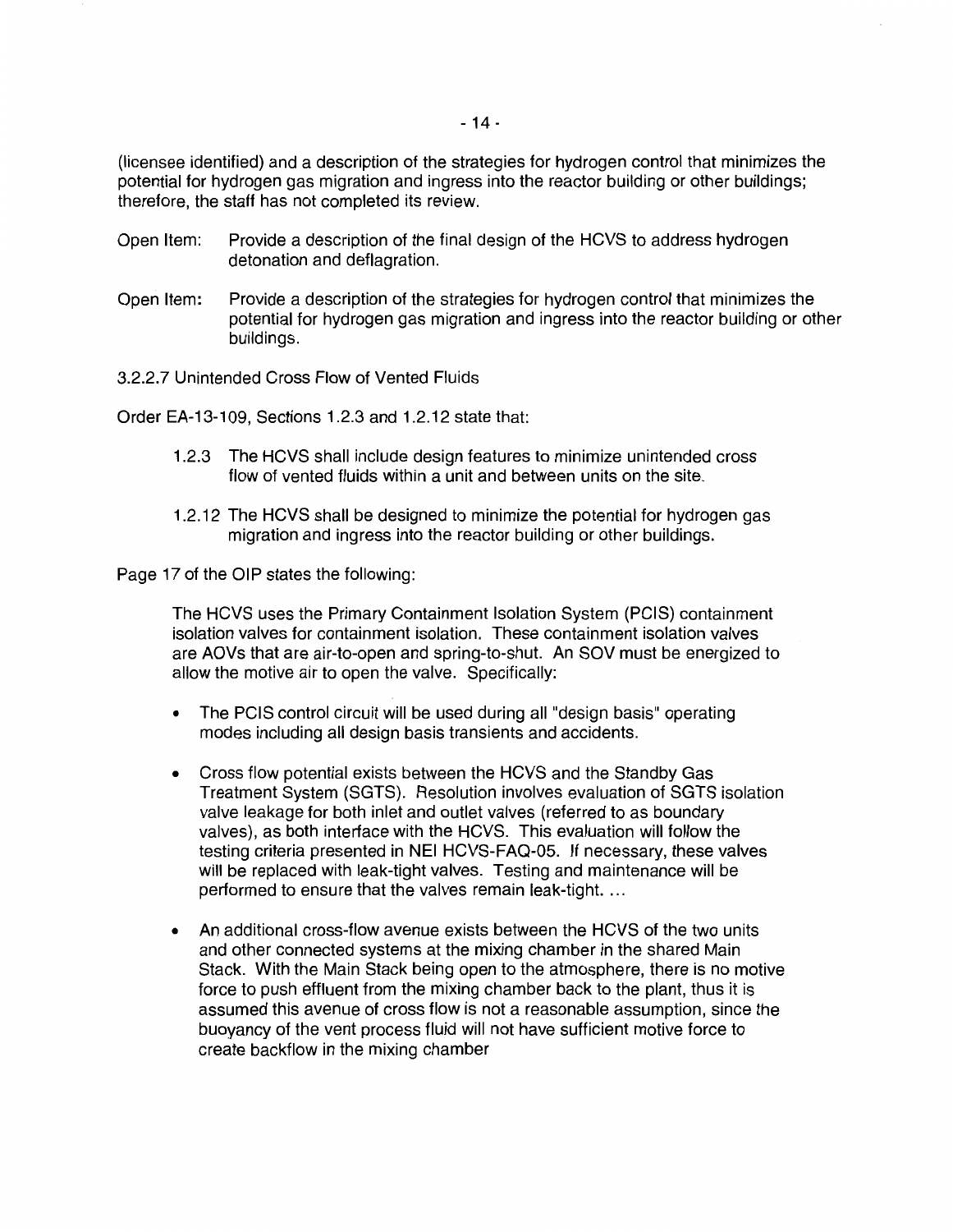(licensee identified) and a description of the strategies for hydrogen control that minimizes the potential for hydrogen gas migration and ingress into the reactor building or other buildings; therefore, the staff has not completed its review.

Open Item: Provide a description of the final design of the HCVS to address hydrogen detonation and deflagration.

Open Item: Provide a description of the strategies for hydrogen control that minimizes the potential for hydrogen gas migration and ingress into the reactor building or other buildings.

3.2.2.7 Unintended Cross Flow of Vented Fluids

Order EA-13-109, Sections 1.2.3 and 1.2.12 state that:

> 1.2.3 The HCVS shall include design features to minimize unintended cross flow of vented fluids within a unit and between units on the site.
>
> 1.2.12 The HCVS shall be designed to minimize the potential for hydrogen gas migration and ingress into the reactor building or other buildings.

Page 17 of the OIP states the following:

> The HCVS uses the Primary Containment Isolation System (PCIS) containment isolation valves for containment isolation. These containment isolation valves are AOVs that are air-to-open and spring-to-shut. An SOV must be energized to allow the motive air to open the valve. Specifically:
>
> - The PCIS control circuit will be used during all "design basis" operating modes including all design basis transients and accidents.
> - Cross flow potential exists between the HCVS and the Standby Gas Treatment System (SGTS). Resolution involves evaluation of SGTS isolation valve leakage for both inlet and outlet valves (referred to as boundary valves), as both interface with the HCVS. This evaluation will follow the testing criteria presented in NEI HCVS-FAQ-05. If necessary, these valves will be replaced with leak-tight valves. Testing and maintenance will be performed to ensure that the valves remain leak-tight. ...
> - An additional cross-flow avenue exists between the HCVS of the two units and other connected systems at the mixing chamber in the shared Main Stack. With the Main Stack being open to the atmosphere, there is no motive force to push effluent from the mixing chamber back to the plant, thus it is assumed this avenue of cross flow is not a reasonable assumption, since the buoyancy of the vent process fluid will not have sufficient motive force to create backflow in the mixing chamber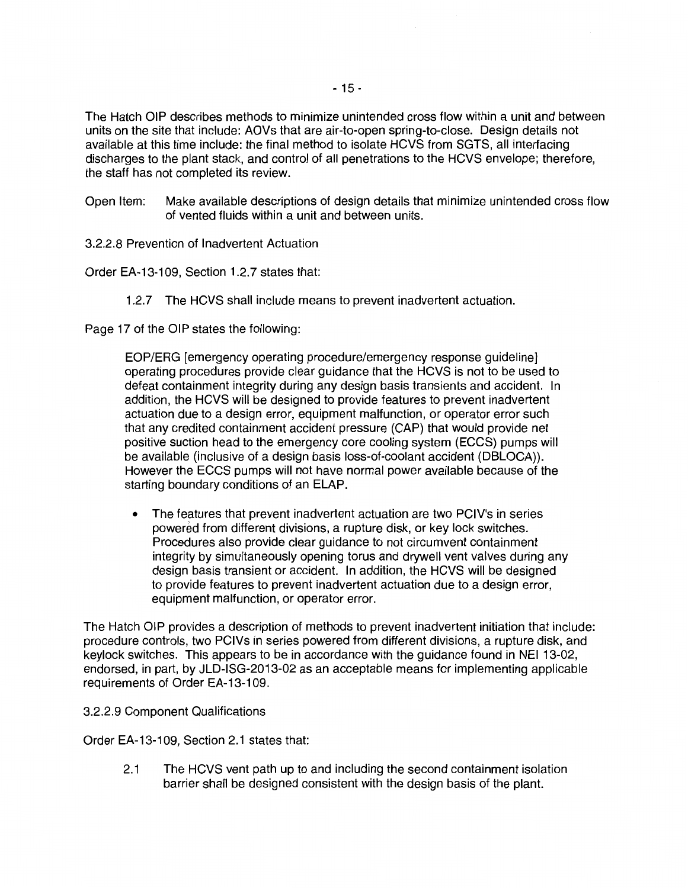The Hatch OIP describes methods to minimize unintended cross flow within a unit and between units on the site that include: AOVs that are air-to-open spring-to-close. Design details not available at this time include: the final method to isolate HCVS from SGTS, all interfacing discharges to the plant stack, and control of all penetrations to the HCVS envelope; therefore, the staff has not completed its review.

Open Item: Make available descriptions of design details that minimize unintended cross flow of vented fluids within a unit and between units.

3.2.2.8 Prevention of Inadvertent Actuation

Order EA-13-109, Section 1.2.7 states that:

> 1.2.7 The HCVS shall include means to prevent inadvertent actuation.

Page 17 of the OIP states the following:

> EOP/ERG [emergency operating procedure/emergency response guideline] operating procedures provide clear guidance that the HCVS is not to be used to defeat containment integrity during any design basis transients and accident. In addition, the HCVS will be designed to provide features to prevent inadvertent actuation due to a design error, equipment malfunction, or operator error such that any credited containment accident pressure (CAP) that would provide net positive suction head to the emergency core cooling system (ECCS) pumps will be available (inclusive of a design basis loss-of-coolant accident (DBLOCA)). However the ECCS pumps will not have normal power available because of the starting boundary conditions of an ELAP.
>
> - The features that prevent inadvertent actuation are two PCIV's in series powered from different divisions, a rupture disk, or key lock switches. Procedures also provide clear guidance to not circumvent containment integrity by simultaneously opening torus and drywell vent valves during any design basis transient or accident. In addition, the HCVS will be designed to provide features to prevent inadvertent actuation due to a design error, equipment malfunction, or operator error.

The Hatch OIP provides a description of methods to prevent inadvertent initiation that include: procedure controls, two PCIVs in series powered from different divisions, a rupture disk, and keylock switches. This appears to be in accordance with the guidance found in NEI 13-02, endorsed, in part, by JLD-ISG-2013-02 as an acceptable means for implementing applicable requirements of Order EA-13-109.

3.2.2.9 Component Qualifications

Order EA-13-109, Section 2.1 states that:

> 2.1 The HCVS vent path up to and including the second containment isolation barrier shall be designed consistent with the design basis of the plant.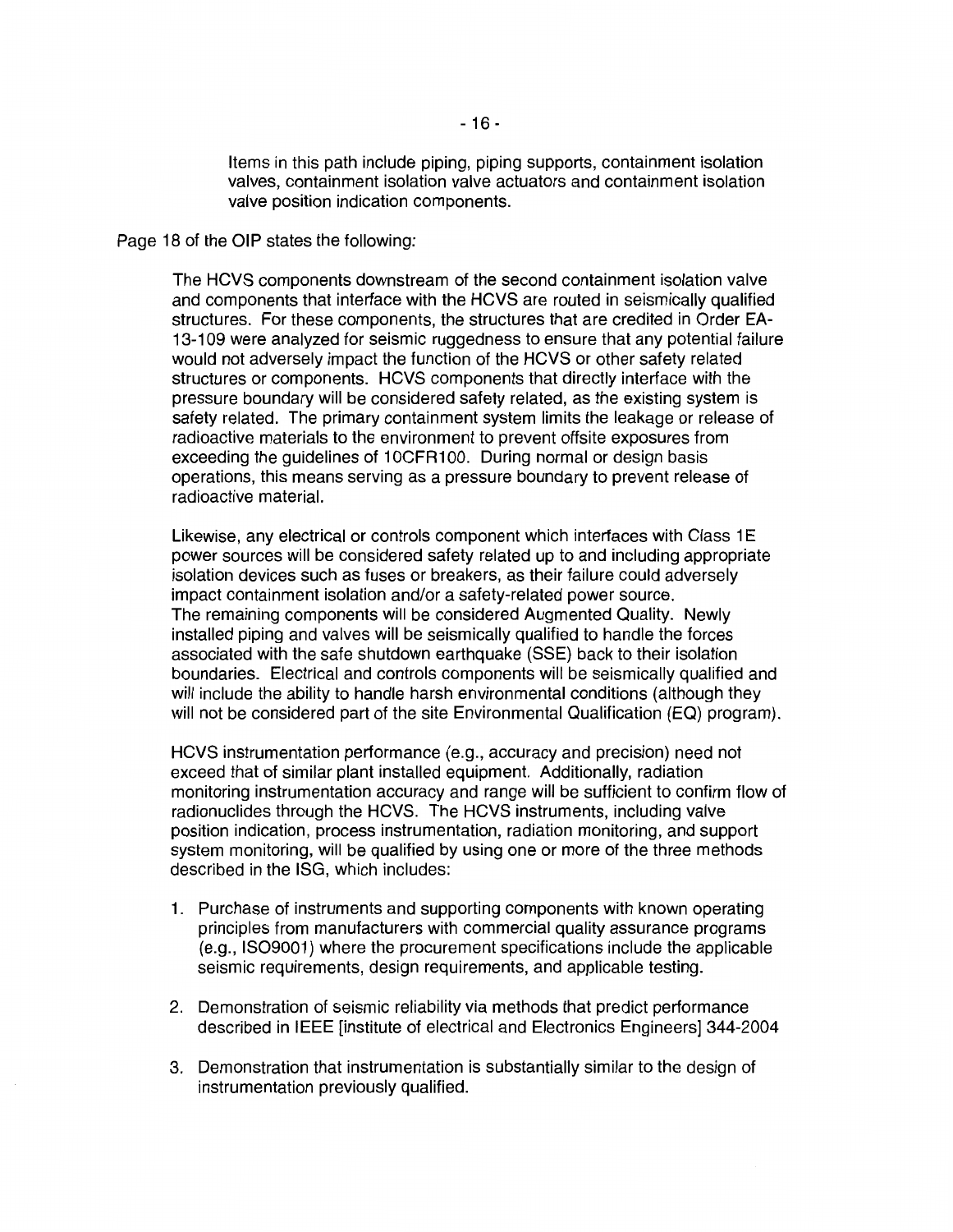Items in this path include piping, piping supports, containment isolation valves, containment isolation valve actuators and containment isolation valve position indication components.

Page 18 of the OIP states the following:

> The HCVS components downstream of the second containment isolation valve and components that interface with the HCVS are routed in seismically qualified structures. For these components, the structures that are credited in Order EA-13-109 were analyzed for seismic ruggedness to ensure that any potential failure would not adversely impact the function of the HCVS or other safety related structures or components. HCVS components that directly interface with the pressure boundary will be considered safety related, as the existing system is safety related. The primary containment system limits the leakage or release of radioactive materials to the environment to prevent offsite exposures from exceeding the guidelines of 10CFR100. During normal or design basis operations, this means serving as a pressure boundary to prevent release of radioactive material.
>
> Likewise, any electrical or controls component which interfaces with Class 1E power sources will be considered safety related up to and including appropriate isolation devices such as fuses or breakers, as their failure could adversely impact containment isolation and/or a safety-related power source. The remaining components will be considered Augmented Quality. Newly installed piping and valves will be seismically qualified to handle the forces associated with the safe shutdown earthquake (SSE) back to their isolation boundaries. Electrical and controls components will be seismically qualified and will include the ability to handle harsh environmental conditions (although they will not be considered part of the site Environmental Qualification (EQ) program).
>
> HCVS instrumentation performance (e.g., accuracy and precision) need not exceed that of similar plant installed equipment. Additionally, radiation monitoring instrumentation accuracy and range will be sufficient to confirm flow of radionuclides through the HCVS. The HCVS instruments, including valve position indication, process instrumentation, radiation monitoring, and support system monitoring, will be qualified by using one or more of the three methods described in the ISG, which includes:
>
> 1. Purchase of instruments and supporting components with known operating principles from manufacturers with commercial quality assurance programs (e.g., ISO9001) where the procurement specifications include the applicable seismic requirements, design requirements, and applicable testing.
> 2. Demonstration of seismic reliability via methods that predict performance described in IEEE [institute of electrical and Electronics Engineers] 344-2004
> 3. Demonstration that instrumentation is substantially similar to the design of instrumentation previously qualified.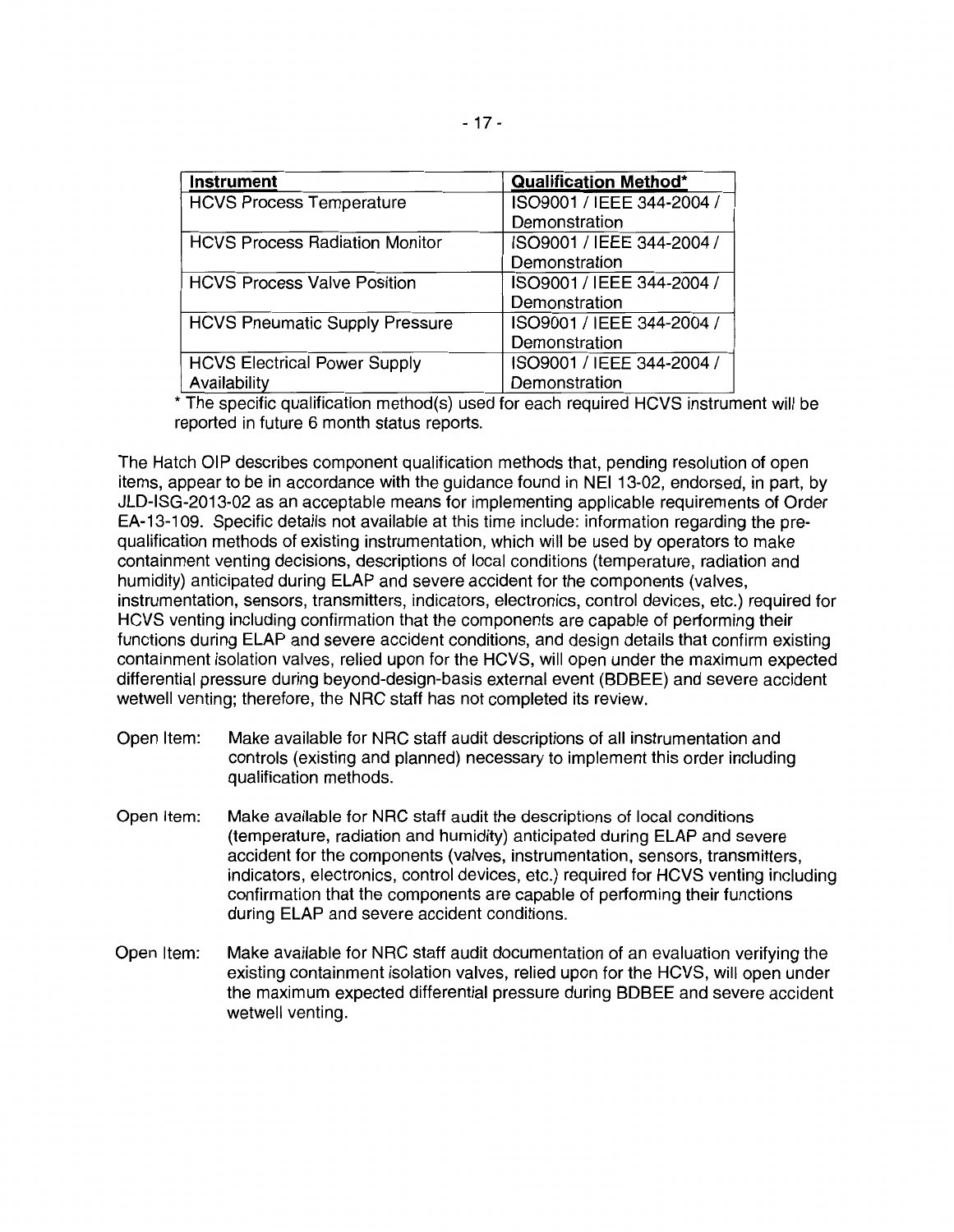| Instrument | Qualification Method* |
| --- | --- |
| HCVS Process Temperature | ISO9001 / IEEE 344-2004 / Demonstration |
| HCVS Process Radiation Monitor | ISO9001 / IEEE 344-2004 / Demonstration |
| HCVS Process Valve Position | ISO9001 / IEEE 344-2004 / Demonstration |
| HCVS Pneumatic Supply Pressure | ISO9001 / IEEE 344-2004 / Demonstration |
| HCVS Electrical Power Supply Availability | ISO9001 / IEEE 344-2004 / Demonstration |

* The specific qualification method(s) used for each required HCVS instrument will be reported in future 6 month status reports.

The Hatch OIP describes component qualification methods that, pending resolution of open items, appear to be in accordance with the guidance found in NEI 13-02, endorsed, in part, by JLD-ISG-2013-02 as an acceptable means for implementing applicable requirements of Order EA-13-109. Specific details not available at this time include: information regarding the pre-qualification methods of existing instrumentation, which will be used by operators to make containment venting decisions, descriptions of local conditions (temperature, radiation and humidity) anticipated during ELAP and severe accident for the components (valves, instrumentation, sensors, transmitters, indicators, electronics, control devices, etc.) required for HCVS venting including confirmation that the components are capable of performing their functions during ELAP and severe accident conditions, and design details that confirm existing containment isolation valves, relied upon for the HCVS, will open under the maximum expected differential pressure during beyond-design-basis external event (BDBEE) and severe accident wetwell venting; therefore, the NRC staff has not completed its review.

Open Item: Make available for NRC staff audit descriptions of all instrumentation and controls (existing and planned) necessary to implement this order including qualification methods.

Open Item: Make available for NRC staff audit the descriptions of local conditions (temperature, radiation and humidity) anticipated during ELAP and severe accident for the components (valves, instrumentation, sensors, transmitters, indicators, electronics, control devices, etc.) required for HCVS venting including confirmation that the components are capable of performing their functions during ELAP and severe accident conditions.

Open Item: Make available for NRC staff audit documentation of an evaluation verifying the existing containment isolation valves, relied upon for the HCVS, will open under the maximum expected differential pressure during BDBEE and severe accident wetwell venting.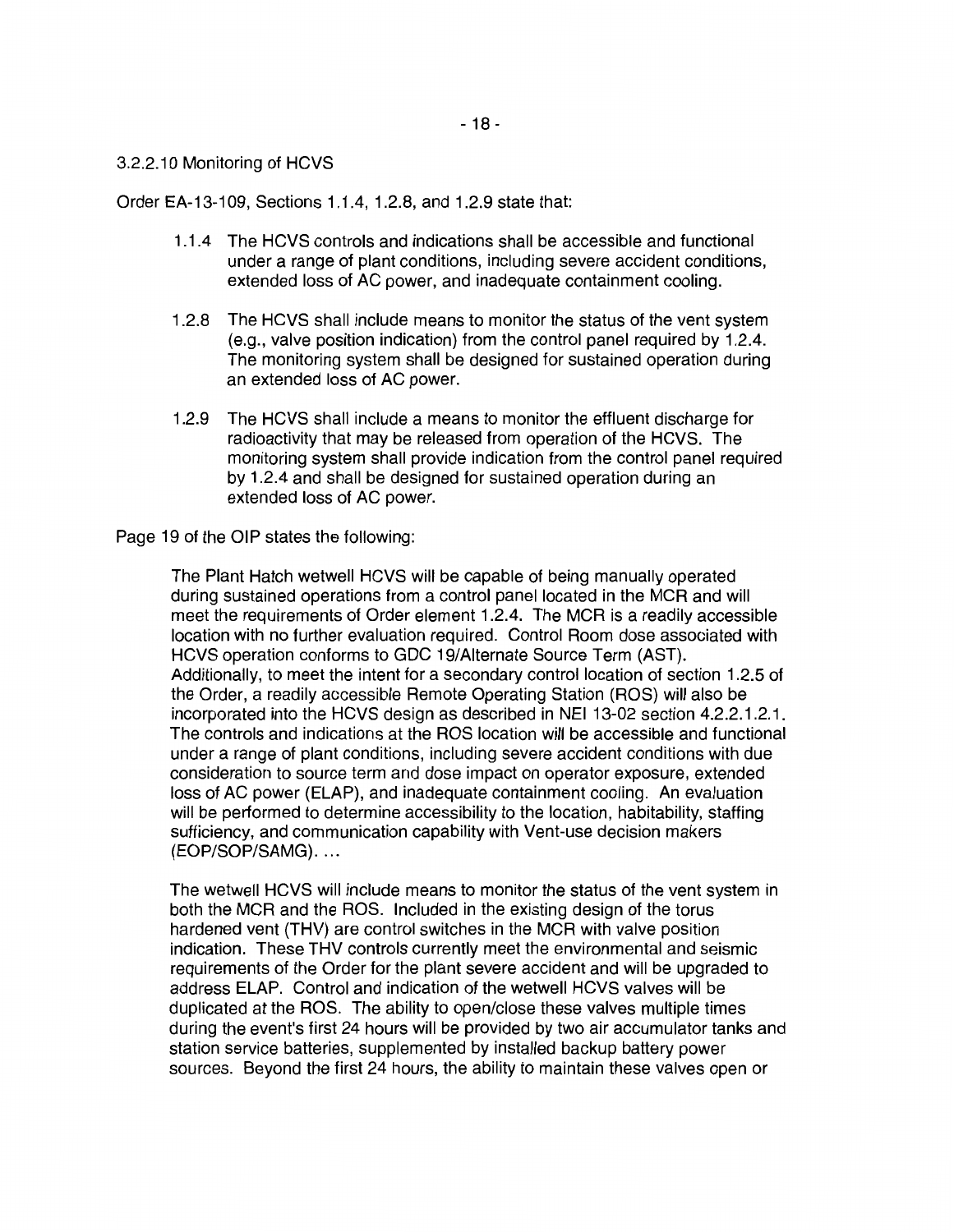3.2.2.10 Monitoring of HCVS

Order EA-13-109, Sections 1.1.4, 1.2.8, and 1.2.9 state that:

> 1.1.4 The HCVS controls and indications shall be accessible and functional under a range of plant conditions, including severe accident conditions, extended loss of AC power, and inadequate containment cooling.
>
> 1.2.8 The HCVS shall include means to monitor the status of the vent system (e.g., valve position indication) from the control panel required by 1.2.4. The monitoring system shall be designed for sustained operation during an extended loss of AC power.
>
> 1.2.9 The HCVS shall include a means to monitor the effluent discharge for radioactivity that may be released from operation of the HCVS. The monitoring system shall provide indication from the control panel required by 1.2.4 and shall be designed for sustained operation during an extended loss of AC power.

Page 19 of the OIP states the following:

> The Plant Hatch wetwell HCVS will be capable of being manually operated during sustained operations from a control panel located in the MCR and will meet the requirements of Order element 1.2.4. The MCR is a readily accessible location with no further evaluation required. Control Room dose associated with HCVS operation conforms to GDC 19/Alternate Source Term (AST). Additionally, to meet the intent for a secondary control location of section 1.2.5 of the Order, a readily accessible Remote Operating Station (ROS) will also be incorporated into the HCVS design as described in NEI 13-02 section 4.2.2.1.2.1. The controls and indications at the ROS location will be accessible and functional under a range of plant conditions, including severe accident conditions with due consideration to source term and dose impact on operator exposure, extended loss of AC power (ELAP), and inadequate containment cooling. An evaluation will be performed to determine accessibility to the location, habitability, staffing sufficiency, and communication capability with Vent-use decision makers (EOP/SOP/SAMG). ...
>
> The wetwell HCVS will include means to monitor the status of the vent system in both the MCR and the ROS. Included in the existing design of the torus hardened vent (THV) are control switches in the MCR with valve position indication. These THV controls currently meet the environmental and seismic requirements of the Order for the plant severe accident and will be upgraded to address ELAP. Control and indication of the wetwell HCVS valves will be duplicated at the ROS. The ability to open/close these valves multiple times during the event's first 24 hours will be provided by two air accumulator tanks and station service batteries, supplemented by installed backup battery power sources. Beyond the first 24 hours, the ability to maintain these valves open or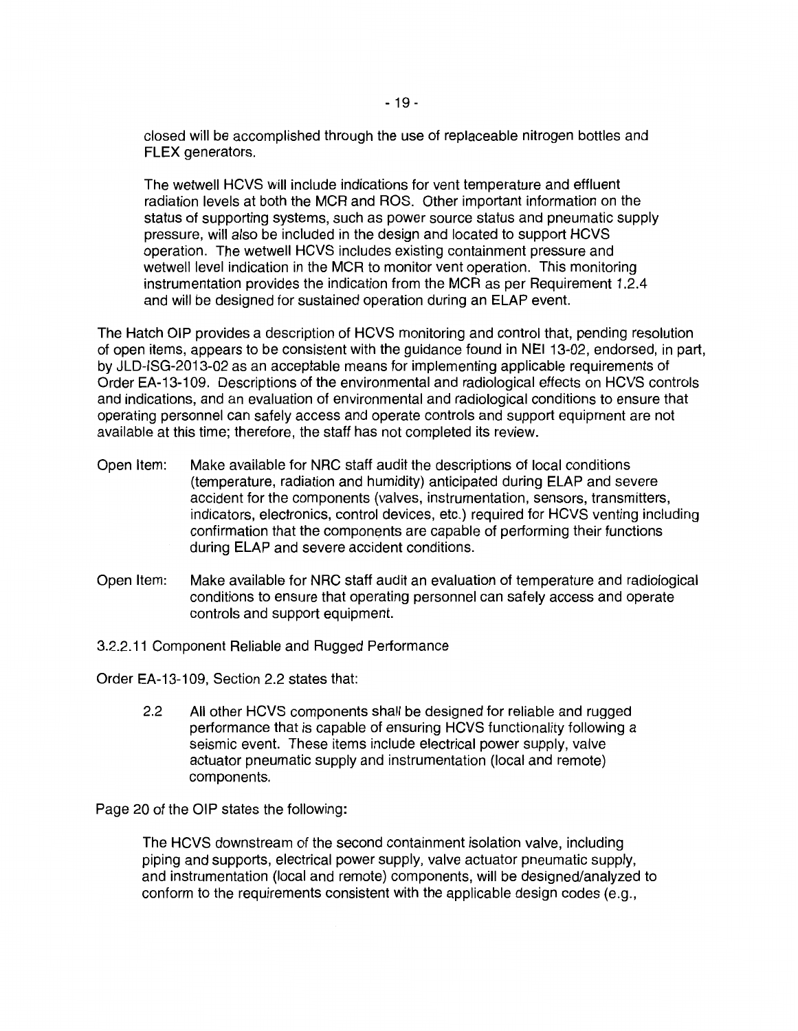closed will be accomplished through the use of replaceable nitrogen bottles and FLEX generators.

> The wetwell HCVS will include indications for vent temperature and effluent radiation levels at both the MCR and ROS. Other important information on the status of supporting systems, such as power source status and pneumatic supply pressure, will also be included in the design and located to support HCVS operation. The wetwell HCVS includes existing containment pressure and wetwell level indication in the MCR to monitor vent operation. This monitoring instrumentation provides the indication from the MCR as per Requirement 1.2.4 and will be designed for sustained operation during an ELAP event.

The Hatch OIP provides a description of HCVS monitoring and control that, pending resolution of open items, appears to be consistent with the guidance found in NEI 13-02, endorsed, in part, by JLD-ISG-2013-02 as an acceptable means for implementing applicable requirements of Order EA-13-109. Descriptions of the environmental and radiological effects on HCVS controls and indications, and an evaluation of environmental and radiological conditions to ensure that operating personnel can safely access and operate controls and support equipment are not available at this time; therefore, the staff has not completed its review.

Open Item: Make available for NRC staff audit the descriptions of local conditions (temperature, radiation and humidity) anticipated during ELAP and severe accident for the components (valves, instrumentation, sensors, transmitters, indicators, electronics, control devices, etc.) required for HCVS venting including confirmation that the components are capable of performing their functions during ELAP and severe accident conditions.

Open Item: Make available for NRC staff audit an evaluation of temperature and radiological conditions to ensure that operating personnel can safely access and operate controls and support equipment.

3.2.2.11 Component Reliable and Rugged Performance

Order EA-13-109, Section 2.2 states that:

> 2.2 All other HCVS components *shall* be designed for reliable and rugged performance that is capable of ensuring HCVS functionality following a seismic event. These items include electrical power supply, valve actuator pneumatic supply and instrumentation (local and remote) components.

Page 20 of the OIP states the following:

> The HCVS downstream of the second containment isolation valve, including piping and supports, electrical power supply, valve actuator pneumatic supply, and instrumentation (local and remote) components, will be designed/analyzed to conform to the requirements consistent with the applicable design codes (e.g.,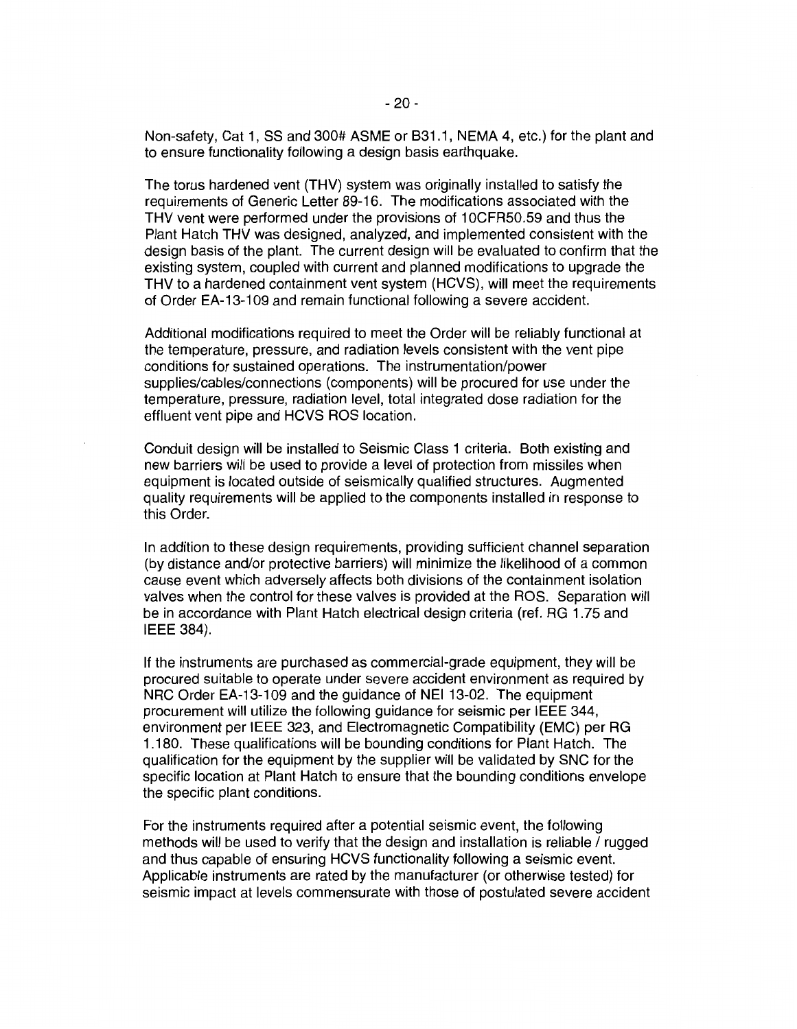Non-safety, Cat 1, SS and 300# ASME or B31.1, NEMA 4, etc.) for the plant and to ensure functionality following a design basis earthquake.

The torus hardened vent (THV) system was originally installed to satisfy the requirements of Generic Letter 89-16. The modifications associated with the THV vent were performed under the provisions of 10CFR50.59 and thus the Plant Hatch THV was designed, analyzed, and implemented consistent with the design basis of the plant. The current design will be evaluated to confirm that the existing system, coupled with current and planned modifications to upgrade the THV to a hardened containment vent system (HCVS), will meet the requirements of Order EA-13-109 and remain functional following a severe accident.

Additional modifications required to meet the Order will be reliably functional at the temperature, pressure, and radiation levels consistent with the vent pipe conditions for sustained operations. The instrumentation/power supplies/cables/connections (components) will be procured for use under the temperature, pressure, radiation level, total integrated dose radiation for the effluent vent pipe and HCVS ROS location.

Conduit design will be installed to Seismic Class 1 criteria. Both existing and new barriers will be used to provide a level of protection from missiles when equipment is located outside of seismically qualified structures. Augmented quality requirements will be applied to the components installed in response to this Order.

In addition to these design requirements, providing sufficient channel separation (by distance and/or protective barriers) will minimize the likelihood of a common cause event which adversely affects both divisions of the containment isolation valves when the control for these valves is provided at the ROS. Separation will be in accordance with Plant Hatch electrical design criteria (ref. RG 1.75 and IEEE 384).

If the instruments are purchased as commercial-grade equipment, they will be procured suitable to operate under severe accident environment as required by NRC Order EA-13-109 and the guidance of NEI 13-02. The equipment procurement will utilize the following guidance for seismic per IEEE 344, environment per IEEE 323, and Electromagnetic Compatibility (EMC) per RG 1.180. These qualifications will be bounding conditions for Plant Hatch. The qualification for the equipment by the supplier will be validated by SNC for the specific location at Plant Hatch to ensure that the bounding conditions envelope the specific plant conditions.

For the instruments required after a potential seismic event, the following methods will be used to verify that the design and installation is reliable / rugged and thus capable of ensuring HCVS functionality following a seismic event. Applicable instruments are rated by the manufacturer (or otherwise tested) for seismic impact at levels commensurate with those of postulated severe accident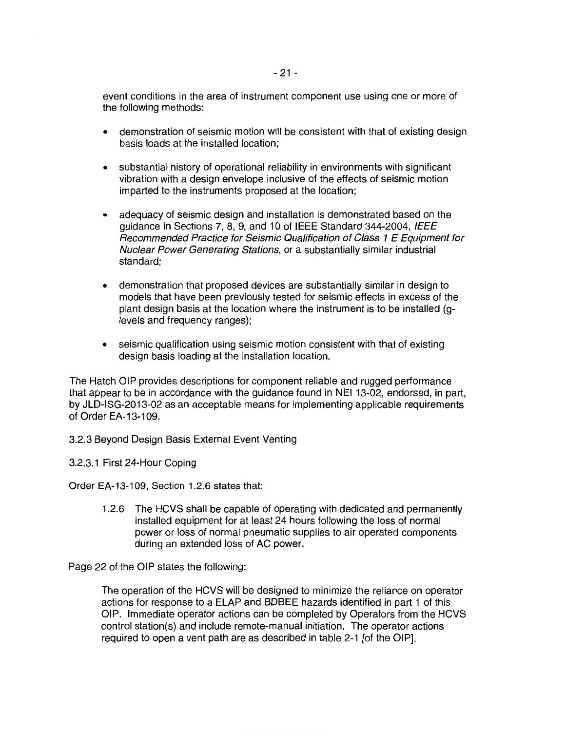event conditions in the area of instrument component use using one or more of the following methods:

- demonstration of seismic motion will be consistent with that of existing design basis loads at the installed location;
- substantial history of operational reliability in environments with significant vibration with a design envelope inclusive of the effects of seismic motion imparted to the instruments proposed at the location;
- adequacy of seismic design and installation is demonstrated based on the guidance in Sections 7, 8, 9, and 10 of IEEE Standard 344-2004, *IEEE Recommended Practice for Seismic Qualification of Class 1 E Equipment for Nuclear Power Generating Stations*, or a substantially similar industrial standard;
- demonstration that proposed devices are substantially similar in design to models that have been previously tested for seismic effects in excess of the plant design basis at the location where the instrument is to be installed (g-levels and frequency ranges);
- seismic qualification using seismic motion consistent with that of existing design basis loading at the installation location.

The Hatch OIP provides descriptions for component reliable and rugged performance that appear to be in accordance with the guidance found in NEI 13-02, endorsed, in part, by JLD-ISG-2013-02 as an acceptable means for implementing applicable requirements of Order EA-13-109.

3.2.3 Beyond Design Basis External Event Venting

3.2.3.1 First 24-Hour Coping

Order EA-13-109, Section 1.2.6 states that:

> 1.2.6 The HCVS shall be capable of operating with dedicated and permanently installed equipment for at least 24 hours following the loss of normal power or loss of normal pneumatic supplies to air operated components during an extended loss of AC power.

Page 22 of the OIP states the following:

> The operation of the HCVS will be designed to minimize the reliance on operator actions for response to a ELAP and BDBEE hazards identified in part 1 of this OIP. Immediate operator actions can be completed by Operators from the HCVS control station(s) and include remote-manual initiation. The operator actions required to open a vent path are as described in table 2-1 [of the OIP].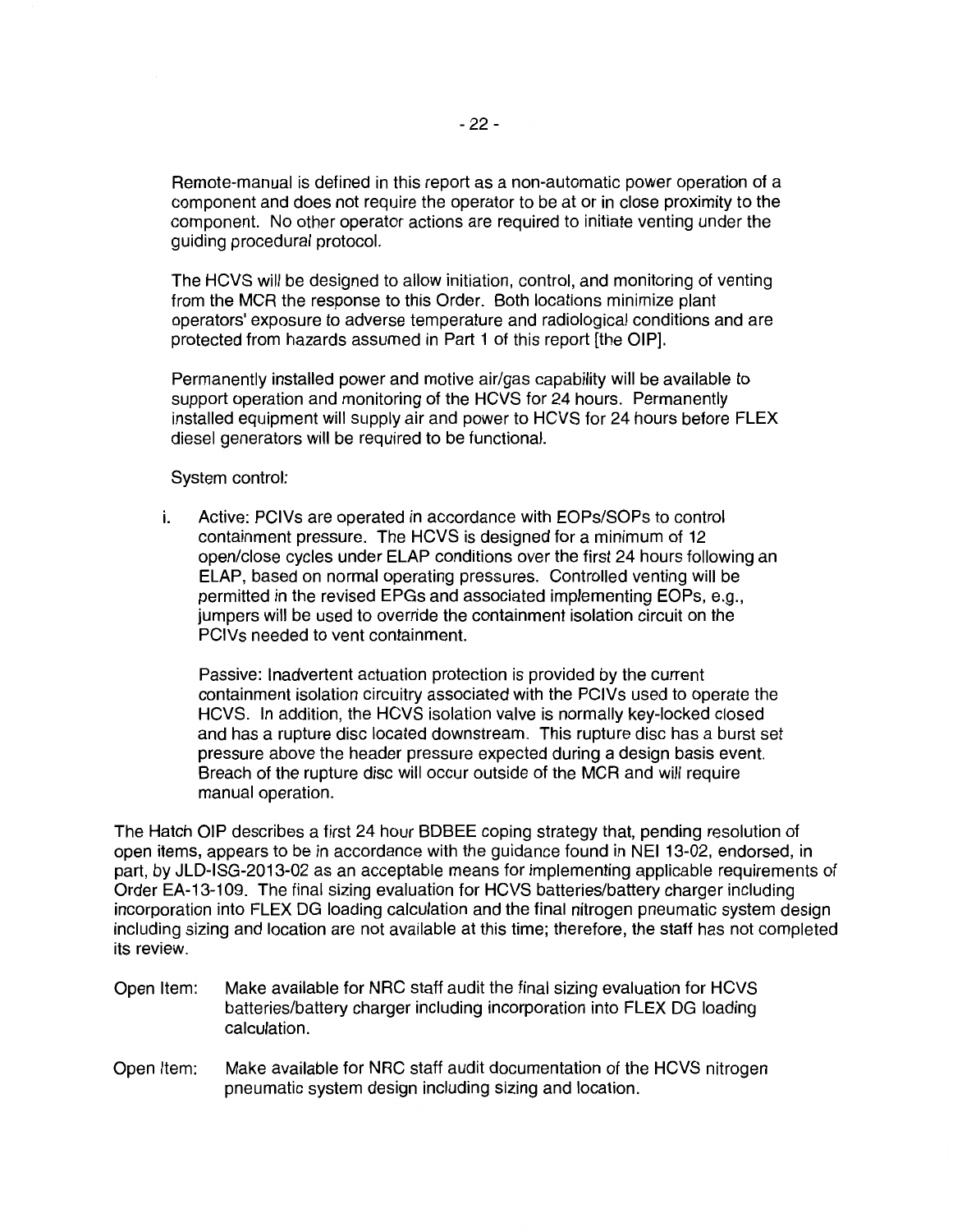Remote-manual is defined in this report as a non-automatic power operation of a component and does not require the operator to be at or in close proximity to the component. No other operator actions are required to initiate venting under the guiding procedural protocol.

The HCVS will be designed to allow initiation, control, and monitoring of venting from the MCR the response to this Order. Both locations minimize plant operators' exposure to adverse temperature and radiological conditions and are protected from hazards assumed in Part 1 of this report [the OIP].

Permanently installed power and motive air/gas capability will be available to support operation and monitoring of the HCVS for 24 hours. Permanently installed equipment will supply air and power to HCVS for 24 hours before FLEX diesel generators will be required to be functional.

System control:

i. Active: PCIVs are operated in accordance with EOPs/SOPs to control containment pressure. The HCVS is designed for a minimum of 12 open/close cycles under ELAP conditions over the first 24 hours following an ELAP, based on normal operating pressures. Controlled venting will be permitted in the revised EPGs and associated implementing EOPs, e.g., jumpers will be used to override the containment isolation circuit on the PCIVs needed to vent containment.

   Passive: Inadvertent actuation protection is provided by the current containment isolation circuitry associated with the PCIVs used to operate the HCVS. In addition, the HCVS isolation valve is normally key-locked closed and has a rupture disc located downstream. This rupture disc has a burst set pressure above the header pressure expected during a design basis event. Breach of the rupture disc will occur outside of the MCR and will require manual operation.

The Hatch OIP describes a first 24 hour BDBEE coping strategy that, pending resolution of open items, appears to be in accordance with the guidance found in NEI 13-02, endorsed, in part, by JLD-ISG-2013-02 as an acceptable means for implementing applicable requirements of Order EA-13-109. The final sizing evaluation for HCVS batteries/battery charger including incorporation into FLEX DG loading calculation and the final nitrogen pneumatic system design including sizing and location are not available at this time; therefore, the staff has not completed its review.

Open Item: Make available for NRC staff audit the final sizing evaluation for HCVS batteries/battery charger including incorporation into FLEX DG loading calculation.

Open Item: Make available for NRC staff audit documentation of the HCVS nitrogen pneumatic system design including sizing and location.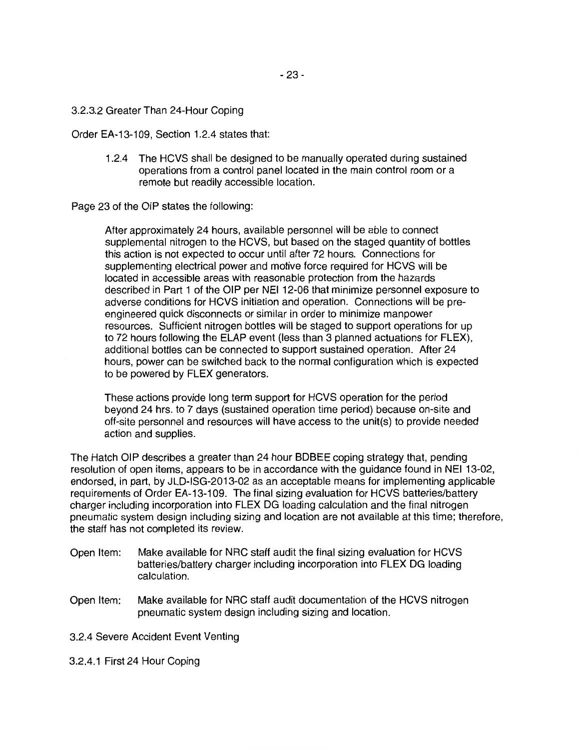3.2.3.2 Greater Than 24-Hour Coping

Order EA-13-109, Section 1.2.4 states that:

> 1.2.4 The HCVS shall be designed to be manually operated during sustained operations from a control panel located in the main control room or a remote but readily accessible location.

Page 23 of the OIP states the following:

> After approximately 24 hours, available personnel will be able to connect supplemental nitrogen to the HCVS, but based on the staged quantity of bottles this action is not expected to occur until after 72 hours. Connections for supplementing electrical power and motive force required for HCVS will be located in accessible areas with reasonable protection from the hazards described in Part 1 of the OIP per NEI 12-06 that minimize personnel exposure to adverse conditions for HCVS initiation and operation. Connections will be pre-engineered quick disconnects or similar in order to minimize manpower resources. Sufficient nitrogen bottles will be staged to support operations for up to 72 hours following the ELAP event (less than 3 planned actuations for FLEX), additional bottles can be connected to support sustained operation. After 24 hours, power can be switched back to the normal configuration which is expected to be powered by FLEX generators.
>
> These actions provide long term support for HCVS operation for the period beyond 24 hrs. to 7 days (sustained operation time period) because on-site and off-site personnel and resources will have access to the unit(s) to provide needed action and supplies.

The Hatch OIP describes a greater than 24 hour BDBEE coping strategy that, pending resolution of open items, appears to be in accordance with the guidance found in NEI 13-02, endorsed, in part, by JLD-ISG-2013-02 as an acceptable means for implementing applicable requirements of Order EA-13-109. The final sizing evaluation for HCVS batteries/battery charger including incorporation into FLEX DG loading calculation and the final nitrogen pneumatic system design including sizing and location are not available at this time; therefore, the staff has not completed its review.

Open Item: Make available for NRC staff audit the final sizing evaluation for HCVS batteries/battery charger including incorporation into FLEX DG loading calculation.

Open Item: Make available for NRC staff audit documentation of the HCVS nitrogen pneumatic system design including sizing and location.

3.2.4 Severe Accident Event Venting

3.2.4.1 First 24 Hour Coping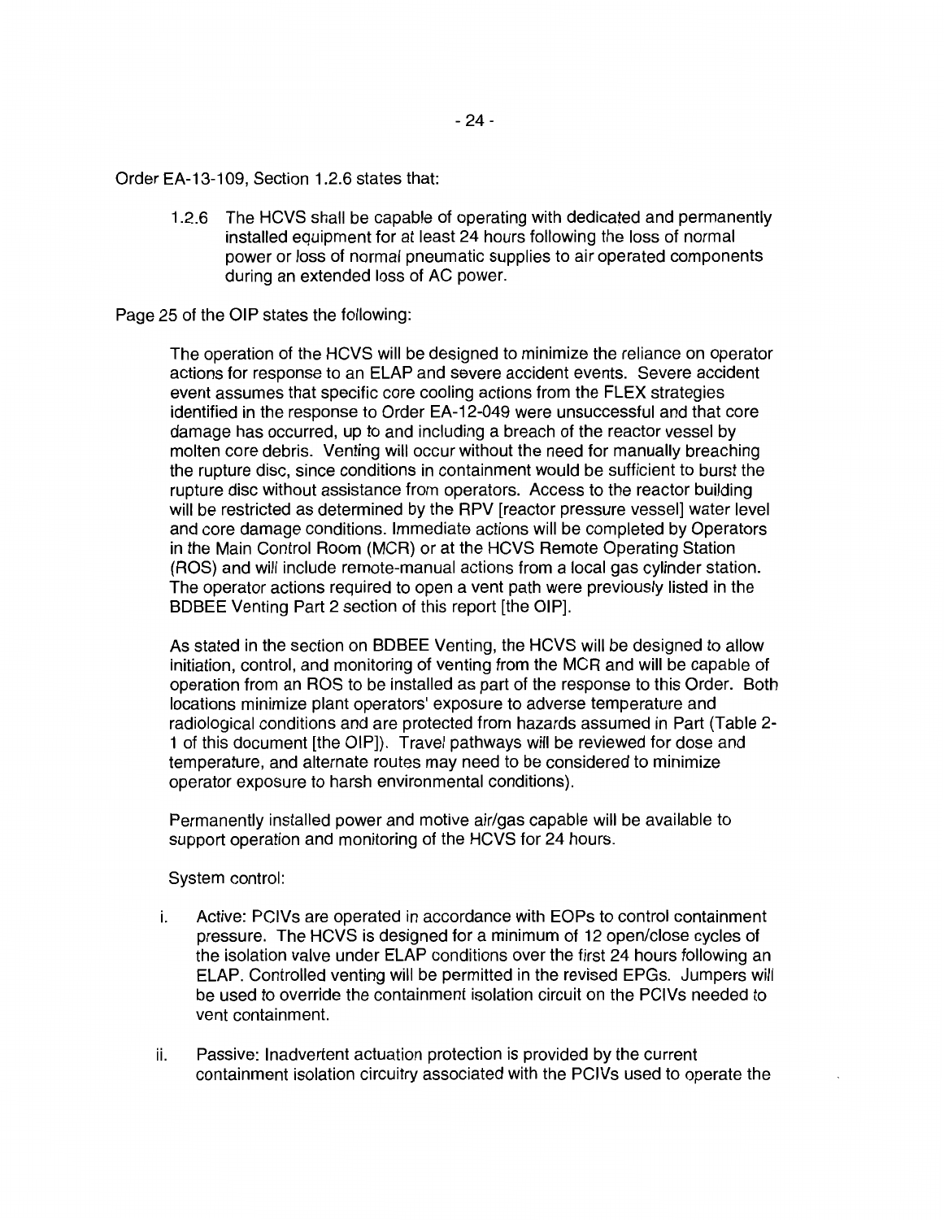Order EA-13-109, Section 1.2.6 states that:

> 1.2.6 The HCVS shall be capable of operating with dedicated and permanently installed equipment for at least 24 hours following the loss of normal power or loss of normal pneumatic supplies to air operated components during an extended loss of AC power.

Page 25 of the OIP states the following:

> The operation of the HCVS will be designed to minimize the reliance on operator actions for response to an ELAP and severe accident events. Severe accident event assumes that specific core cooling actions from the FLEX strategies identified in the response to Order EA-12-049 were unsuccessful and that core damage has occurred, up to and including a breach of the reactor vessel by molten core debris. Venting will occur without the need for manually breaching the rupture disc, since conditions in containment would be sufficient to burst the rupture disc without assistance from operators. Access to the reactor building will be restricted as determined by the RPV [reactor pressure vessel] water level and core damage conditions. Immediate actions will be completed by Operators in the Main Control Room (MCR) or at the HCVS Remote Operating Station (ROS) and will include remote-manual actions from a local gas cylinder station. The operator actions required to open a vent path were previously listed in the BDBEE Venting Part 2 section of this report [the OIP].
>
> As stated in the section on BDBEE Venting, the HCVS will be designed to allow initiation, control, and monitoring of venting from the MCR and will be capable of operation from an ROS to be installed as part of the response to this Order. Both locations minimize plant operators' exposure to adverse temperature and radiological conditions and are protected from hazards assumed in Part (Table 2-1 of this document [the OIP]). Travel pathways will be reviewed for dose and temperature, and alternate routes may need to be considered to minimize operator exposure to harsh environmental conditions).
>
> Permanently installed power and motive air/gas capable will be available to support operation and monitoring of the HCVS for 24 hours.
>
> System control:
>
> i. Active: PCIVs are operated in accordance with EOPs to control containment pressure. The HCVS is designed for a minimum of 12 open/close cycles of the isolation valve under ELAP conditions over the first 24 hours following an ELAP. Controlled venting will be permitted in the revised EPGs. Jumpers will be used to override the containment isolation circuit on the PCIVs needed to vent containment.
>
> ii. Passive: Inadvertent actuation protection is provided by the current containment isolation circuitry associated with the PCIVs used to operate the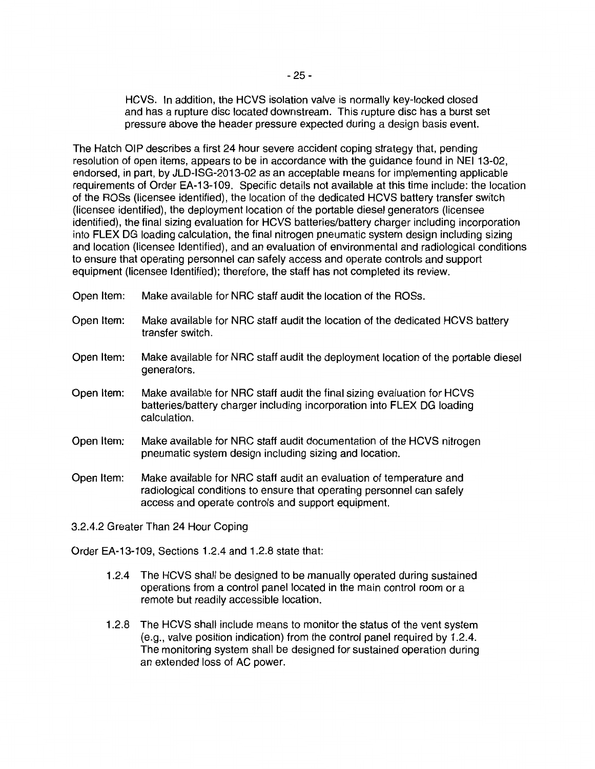HCVS. In addition, the HCVS isolation valve is normally key-locked closed and has a rupture disc located downstream. This rupture disc has a burst set pressure above the header pressure expected during a design basis event.

The Hatch OIP describes a first 24 hour severe accident coping strategy that, pending resolution of open items, appears to be in accordance with the guidance found in NEI 13-02, endorsed, in part, by JLD-ISG-2013-02 as an acceptable means for implementing applicable requirements of Order EA-13-109. Specific details not available at this time include: the location of the ROSs (licensee identified), the location of the dedicated HCVS battery transfer switch (licensee identified), the deployment location of the portable diesel generators (licensee identified), the final sizing evaluation for HCVS batteries/battery charger including incorporation into FLEX DG loading calculation, the final nitrogen pneumatic system design including sizing and location (licensee Identified), and an evaluation of environmental and radiological conditions to ensure that operating personnel can safely access and operate controls and support equipment (licensee Identified); therefore, the staff has not completed its review.

Open Item: Make available for NRC staff audit the location of the ROSs.

Open Item: Make available for NRC staff audit the location of the dedicated HCVS battery transfer switch.

Open Item: Make available for NRC staff audit the deployment location of the portable diesel generators.

Open Item: Make available for NRC staff audit the final sizing evaluation for HCVS batteries/battery charger including incorporation into FLEX DG loading calculation.

Open Item: Make available for NRC staff audit documentation of the HCVS nitrogen pneumatic system design including sizing and location.

Open Item: Make available for NRC staff audit an evaluation of temperature and radiological conditions to ensure that operating personnel can safely access and operate controls and support equipment.

3.2.4.2 Greater Than 24 Hour Coping

Order EA-13-109, Sections 1.2.4 and 1.2.8 state that:

> 1.2.4 The HCVS shall be designed to be manually operated during sustained operations from a control panel located in the main control room or a remote but readily accessible location.
>
> 1.2.8 The HCVS shall include means to monitor the status of the vent system (e.g., valve position indication) from the control panel required by 1.2.4. The monitoring system shall be designed for sustained operation during an extended loss of AC power.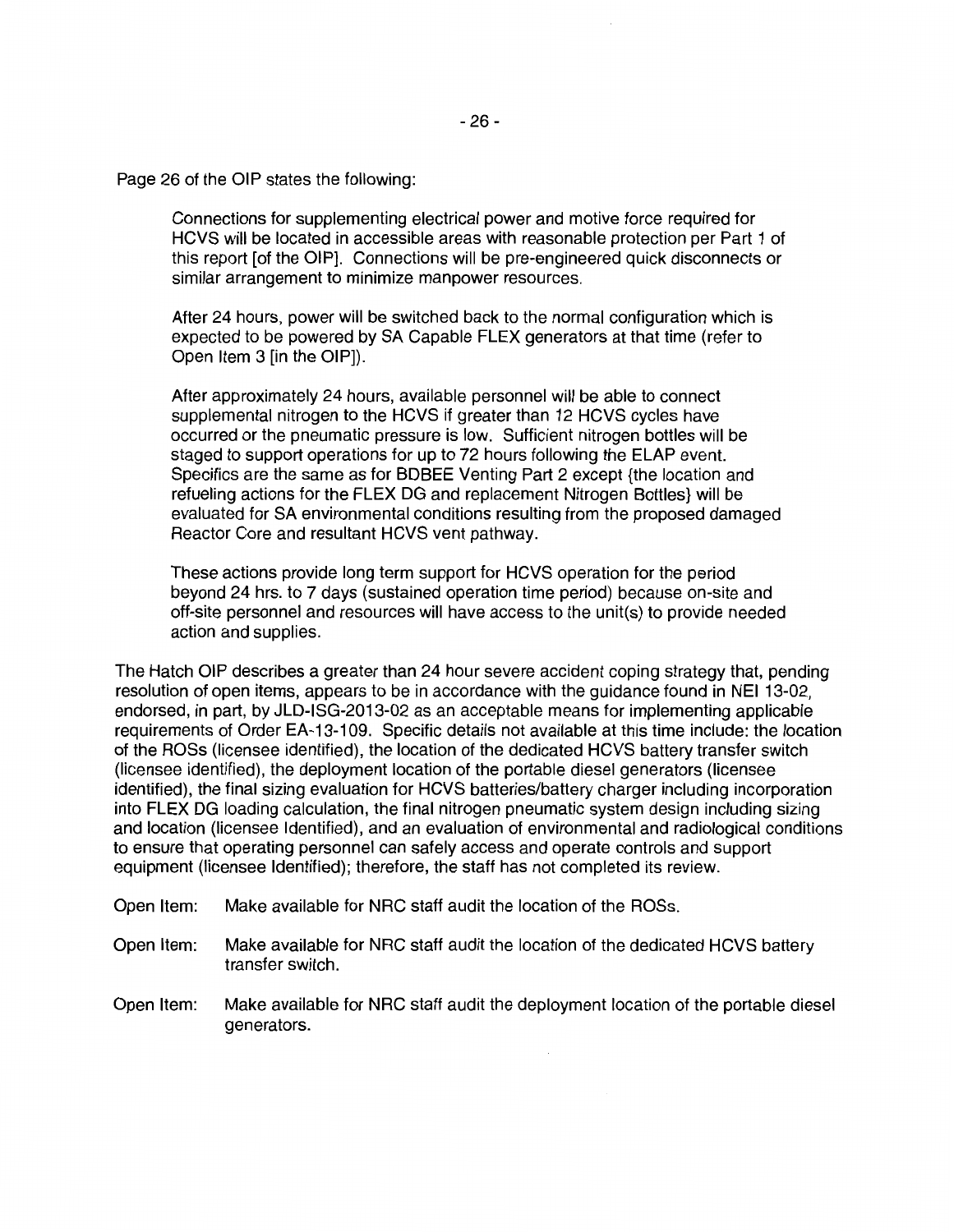Page 26 of the OIP states the following:

> Connections for supplementing electrical power and motive force required for HCVS will be located in accessible areas with reasonable protection per Part 1 of this report [of the OIP]. Connections will be pre-engineered quick disconnects or similar arrangement to minimize manpower resources.
>
> After 24 hours, power will be switched back to the normal configuration which is expected to be powered by SA Capable FLEX generators at that time (refer to Open Item 3 [in the OIP]).
>
> After approximately 24 hours, available personnel will be able to connect supplemental nitrogen to the HCVS if greater than 12 HCVS cycles have occurred or the pneumatic pressure is low. Sufficient nitrogen bottles will be staged to support operations for up to 72 hours following the ELAP event. Specifics are the same as for BDBEE Venting Part 2 except {the location and refueling actions for the FLEX DG and replacement Nitrogen Bottles} will be evaluated for SA environmental conditions resulting from the proposed damaged Reactor Core and resultant HCVS vent pathway.
>
> These actions provide long term support for HCVS operation for the period beyond 24 hrs. to 7 days (sustained operation time period) because on-site and off-site personnel and resources will have access to the unit(s) to provide needed action and supplies.

The Hatch OIP describes a greater than 24 hour severe accident coping strategy that, pending resolution of open items, appears to be in accordance with the guidance found in NEI 13-02, endorsed, in part, by JLD-ISG-2013-02 as an acceptable means for implementing applicable requirements of Order EA-13-109. Specific details not available at this time include: the location of the ROSs (licensee identified), the location of the dedicated HCVS battery transfer switch (licensee identified), the deployment location of the portable diesel generators (licensee identified), the final sizing evaluation for HCVS batteries/battery charger including incorporation into FLEX DG loading calculation, the final nitrogen pneumatic system design including sizing and location (licensee Identified), and an evaluation of environmental and radiological conditions to ensure that operating personnel can safely access and operate controls and support equipment (licensee Identified); therefore, the staff has not completed its review.

Open Item: Make available for NRC staff audit the location of the ROSs.

Open Item: Make available for NRC staff audit the location of the dedicated HCVS battery transfer switch.

Open Item: Make available for NRC staff audit the deployment location of the portable diesel generators.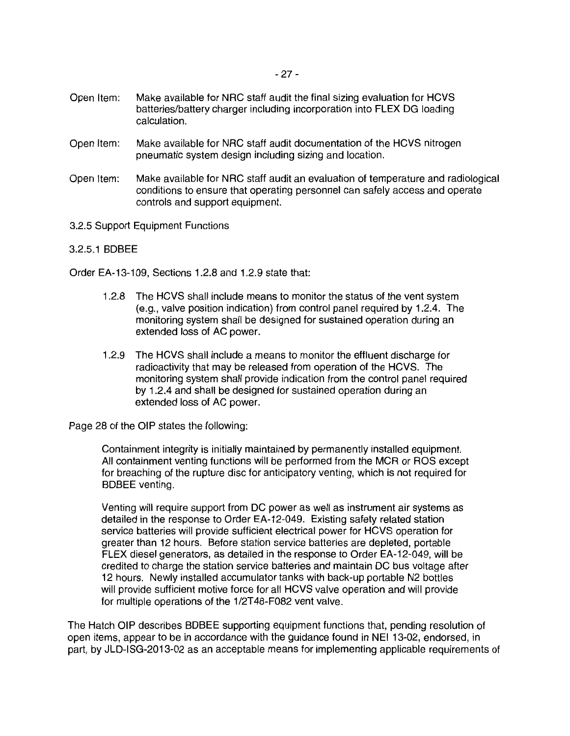Open Item: Make available for NRC staff audit the final sizing evaluation for HCVS batteries/battery charger including incorporation into FLEX DG loading calculation.

Open Item: Make available for NRC staff audit documentation of the HCVS nitrogen pneumatic system design including sizing and location.

Open Item: Make available for NRC staff audit an evaluation of temperature and radiological conditions to ensure that operating personnel can safely access and operate controls and support equipment.

3.2.5 Support Equipment Functions

3.2.5.1 BDBEE

Order EA-13-109, Sections 1.2.8 and 1.2.9 state that:

> 1.2.8 The HCVS shall include means to monitor the status of the vent system (e.g., valve position indication) from control panel required by 1.2.4. The monitoring system shall be designed for sustained operation during an extended loss of AC power.
>
> 1.2.9 The HCVS shall include a means to monitor the effluent discharge for radioactivity that may be released from operation of the HCVS. The monitoring system shall provide indication from the control panel required by 1.2.4 and shall be designed for sustained operation during an extended loss of AC power.

Page 28 of the OIP states the following:

> Containment integrity is initially maintained by permanently installed equipment. All containment venting functions will be performed from the MCR or ROS except for breaching of the rupture disc for anticipatory venting, which is not required for BDBEE venting.
>
> Venting will require support from DC power as well as instrument air systems as detailed in the response to Order EA-12-049. Existing safety related station service batteries will provide sufficient electrical power for HCVS operation for greater than 12 hours. Before station service batteries are depleted, portable FLEX diesel generators, as detailed in the response to Order EA-12-049, will be credited to charge the station service batteries and maintain DC bus voltage after 12 hours. Newly installed accumulator tanks with back-up portable N2 bottles will provide sufficient motive force for all HCVS valve operation and will provide for multiple operations of the 1/2T48-F082 vent valve.

The Hatch OIP describes BDBEE supporting equipment functions that, pending resolution of open items, appear to be in accordance with the guidance found in NEI 13-02, endorsed, in part, by JLD-ISG-2013-02 as an acceptable means for implementing applicable requirements of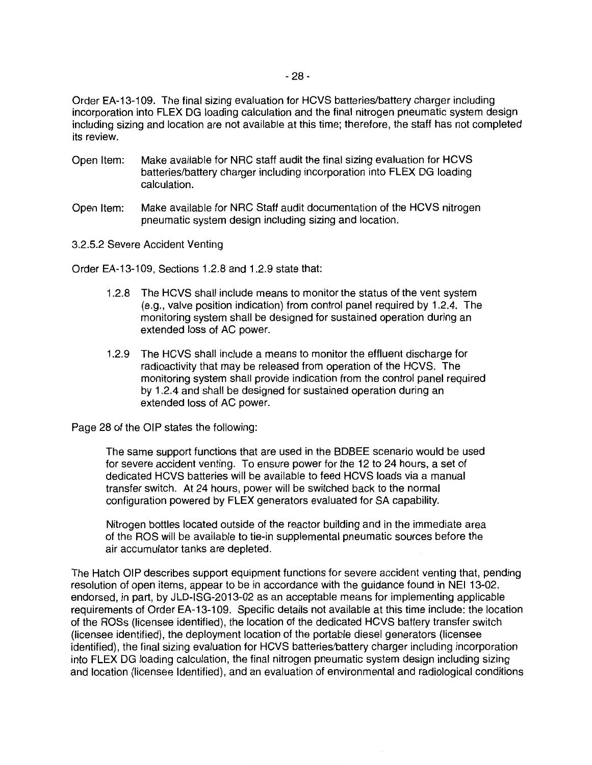Order EA-13-109. The final sizing evaluation for HCVS batteries/battery charger including incorporation into FLEX DG loading calculation and the final nitrogen pneumatic system design including sizing and location are not available at this time; therefore, the staff has not completed its review.

Open Item: Make available for NRC staff audit the final sizing evaluation for HCVS batteries/battery charger including incorporation into FLEX DG loading calculation.

Open Item: Make available for NRC Staff audit documentation of the HCVS nitrogen pneumatic system design including sizing and location.

3.2.5.2 Severe Accident Venting

Order EA-13-109, Sections 1.2.8 and 1.2.9 state that:

> 1.2.8 The HCVS shall include means to monitor the status of the vent system (e.g., valve position indication) from control panel required by 1.2.4. The monitoring system shall be designed for sustained operation during an extended loss of AC power.
>
> 1.2.9 The HCVS shall include a means to monitor the effluent discharge for radioactivity that may be released from operation of the HCVS. The monitoring system shall provide indication from the control panel required by 1.2.4 and shall be designed for sustained operation during an extended loss of AC power.

Page 28 of the OIP states the following:

> The same support functions that are used in the BDBEE scenario would be used for severe accident venting. To ensure power for the 12 to 24 hours, a set of dedicated HCVS batteries will be available to feed HCVS loads via a manual transfer switch. At 24 hours, power will be switched back to the normal configuration powered by FLEX generators evaluated for SA capability.
>
> Nitrogen bottles located outside of the reactor building and in the immediate area of the ROS will be available to tie-in supplemental pneumatic sources before the air accumulator tanks are depleted.

The Hatch OIP describes support equipment functions for severe accident venting that, pending resolution of open items, appear to be in accordance with the guidance found in NEI 13-02, endorsed, in part, by JLD-ISG-2013-02 as an acceptable means for implementing applicable requirements of Order EA-13-109. Specific details not available at this time include: the location of the ROSs (licensee identified), the location of the dedicated HCVS battery transfer switch (licensee identified), the deployment location of the portable diesel generators (licensee identified), the final sizing evaluation for HCVS batteries/battery charger including incorporation into FLEX DG loading calculation, the final nitrogen pneumatic system design including sizing and location (licensee Identified), and an evaluation of environmental and radiological conditions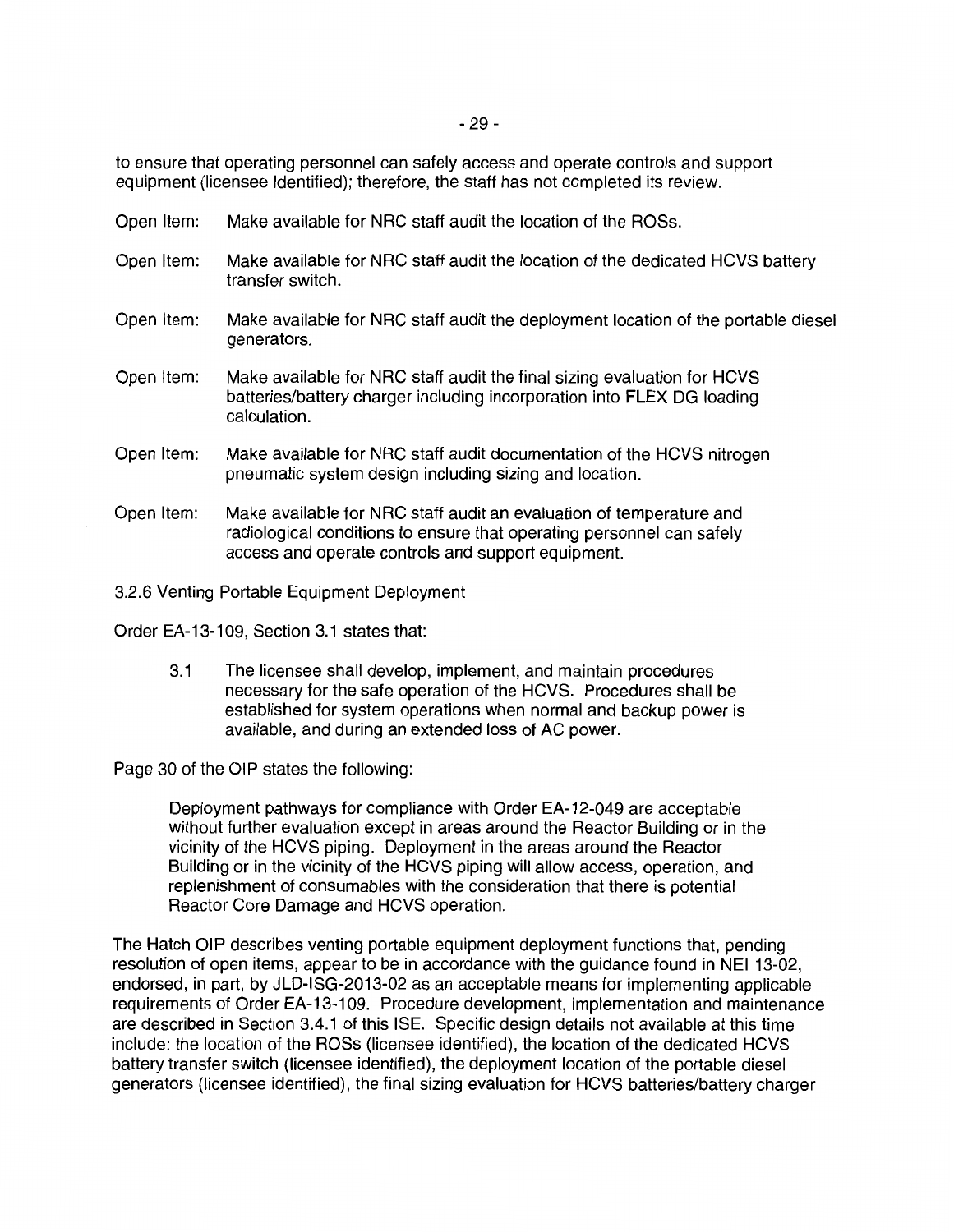to ensure that operating personnel can safely access and operate controls and support equipment (licensee Identified); therefore, the staff has not completed its review.

Open Item: Make available for NRC staff audit the location of the ROSs.

Open Item: Make available for NRC staff audit the location of the dedicated HCVS battery transfer switch.

Open Item: Make available for NRC staff audit the deployment location of the portable diesel generators.

Open Item: Make available for NRC staff audit the final sizing evaluation for HCVS batteries/battery charger including incorporation into FLEX DG loading calculation.

Open Item: Make available for NRC staff audit documentation of the HCVS nitrogen pneumatic system design including sizing and location.

Open Item: Make available for NRC staff audit an evaluation of temperature and radiological conditions to ensure that operating personnel can safely access and operate controls and support equipment.

3.2.6 Venting Portable Equipment Deployment

Order EA-13-109, Section 3.1 states that:

> 3.1 The licensee shall develop, implement, and maintain procedures necessary for the safe operation of the HCVS. Procedures shall be established for system operations when normal and backup power is available, and during an extended loss of AC power.

Page 30 of the OIP states the following:

> Deployment pathways for compliance with Order EA-12-049 are acceptable without further evaluation except in areas around the Reactor Building or in the vicinity of the HCVS piping. Deployment in the areas around the Reactor Building or in the vicinity of the HCVS piping will allow access, operation, and replenishment of consumables with the consideration that there is potential Reactor Core Damage and HCVS operation.

The Hatch OIP describes venting portable equipment deployment functions that, pending resolution of open items, appear to be in accordance with the guidance found in NEI 13-02, endorsed, in part, by JLD-ISG-2013-02 as an acceptable means for implementing applicable requirements of Order EA-13-109. Procedure development, implementation and maintenance are described in Section 3.4.1 of this ISE. Specific design details not available at this time include: the location of the ROSs (licensee identified), the location of the dedicated HCVS battery transfer switch (licensee identified), the deployment location of the portable diesel generators (licensee identified), the final sizing evaluation for HCVS batteries/battery charger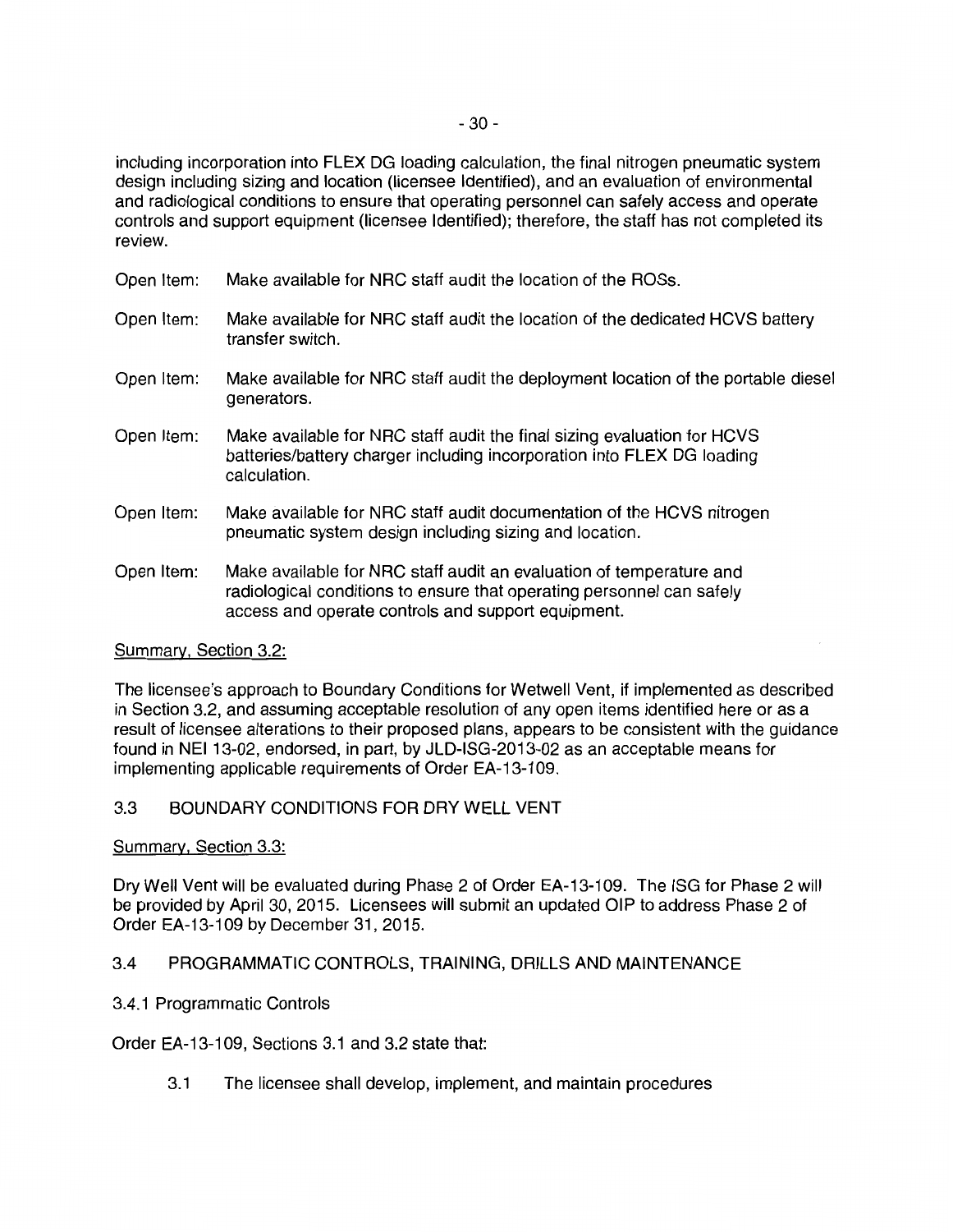including incorporation into FLEX DG loading calculation, the final nitrogen pneumatic system design including sizing and location (licensee Identified), and an evaluation of environmental and radiological conditions to ensure that operating personnel can safely access and operate controls and support equipment (licensee Identified); therefore, the staff has not completed its review.

Open Item: Make available for NRC staff audit the location of the ROSs.

Open Item: Make available for NRC staff audit the location of the dedicated HCVS battery transfer switch.

Open Item: Make available for NRC staff audit the deployment location of the portable diesel generators.

Open Item: Make available for NRC staff audit the final sizing evaluation for HCVS batteries/battery charger including incorporation into FLEX DG loading calculation.

Open Item: Make available for NRC staff audit documentation of the HCVS nitrogen pneumatic system design including sizing and location.

Open Item: Make available for NRC staff audit an evaluation of temperature and radiological conditions to ensure that operating personnel can safely access and operate controls and support equipment.

Summary, Section 3.2:

The licensee's approach to Boundary Conditions for Wetwell Vent, if implemented as described in Section 3.2, and assuming acceptable resolution of any open items identified here or as a result of licensee alterations to their proposed plans, appears to be consistent with the guidance found in NEI 13-02, endorsed, in part, by JLD-ISG-2013-02 as an acceptable means for implementing applicable requirements of Order EA-13-109.

## 3.3 BOUNDARY CONDITIONS FOR DRY WELL VENT

Summary, Section 3.3:

Dry Well Vent will be evaluated during Phase 2 of Order EA-13-109. The ISG for Phase 2 will be provided by April 30, 2015. Licensees will submit an updated OIP to address Phase 2 of Order EA-13-109 by December 31, 2015.

## 3.4 PROGRAMMATIC CONTROLS, TRAINING, DRILLS AND MAINTENANCE

### 3.4.1 Programmatic Controls

Order EA-13-109, Sections 3.1 and 3.2 state that:

3.1 The licensee shall develop, implement, and maintain procedures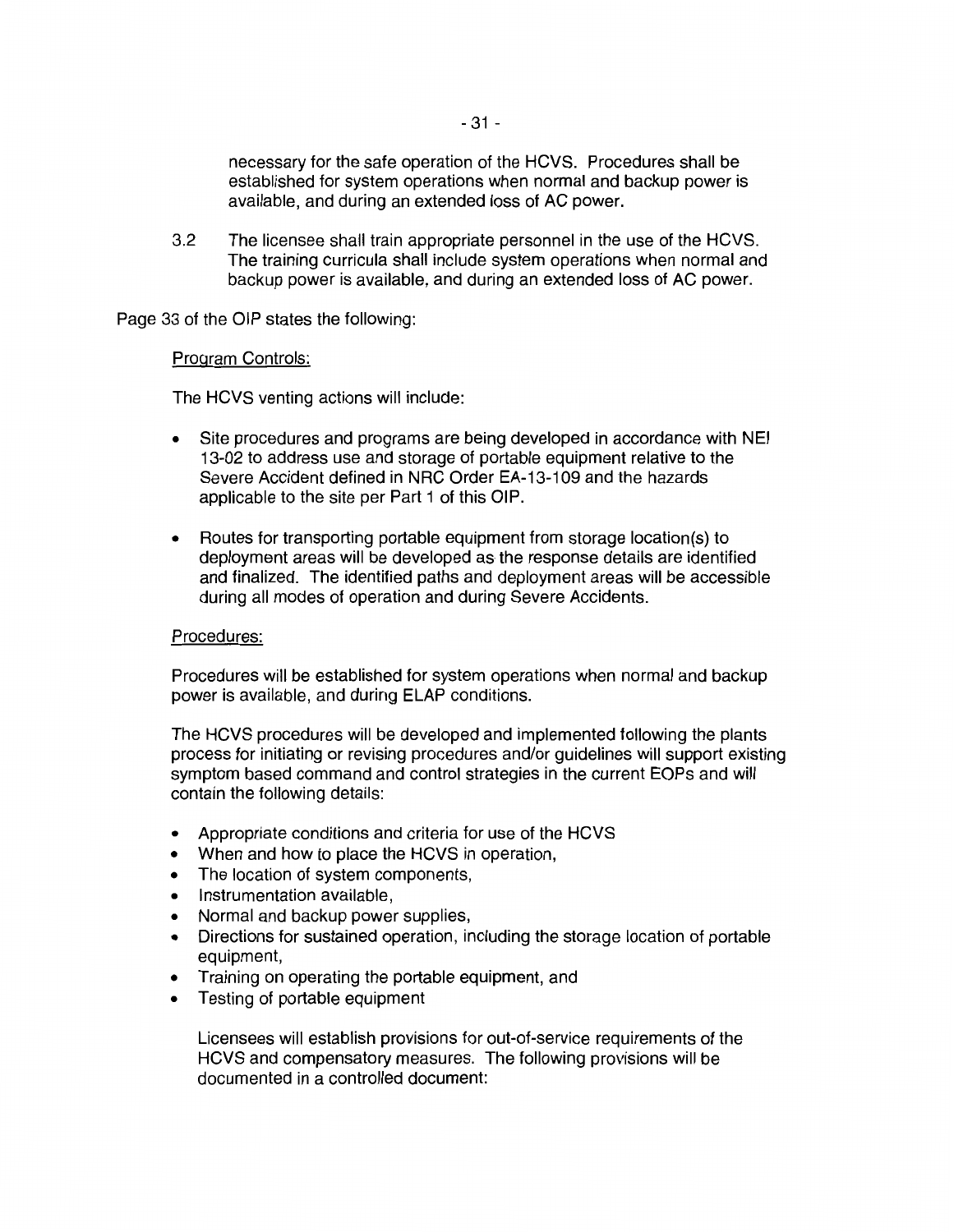necessary for the safe operation of the HCVS. Procedures shall be established for system operations when normal and backup power is available, and during an extended loss of AC power.

3.2 The licensee shall train appropriate personnel in the use of the HCVS. The training curricula shall include system operations when normal and backup power is available, and during an extended loss of AC power.

Page 33 of the OIP states the following:

Program Controls:

The HCVS venting actions will include:

- Site procedures and programs are being developed in accordance with NEI 13-02 to address use and storage of portable equipment relative to the Severe Accident defined in NRC Order EA-13-109 and the hazards applicable to the site per Part 1 of this OIP.
- Routes for transporting portable equipment from storage location(s) to deployment areas will be developed as the response details are identified and finalized. The identified paths and deployment areas will be accessible during all modes of operation and during Severe Accidents.

Procedures:

Procedures will be established for system operations when normal and backup power is available, and during ELAP conditions.

The HCVS procedures will be developed and implemented following the plants process for initiating or revising procedures and/or guidelines will support existing symptom based command and control strategies in the current EOPs and will contain the following details:

- Appropriate conditions and criteria for use of the HCVS
- When and how to place the HCVS in operation,
- The location of system components,
- Instrumentation available,
- Normal and backup power supplies,
- Directions for sustained operation, including the storage location of portable equipment,
- Training on operating the portable equipment, and
- Testing of portable equipment

Licensees will establish provisions for out-of-service requirements of the HCVS and compensatory measures. The following provisions will be documented in a controlled document: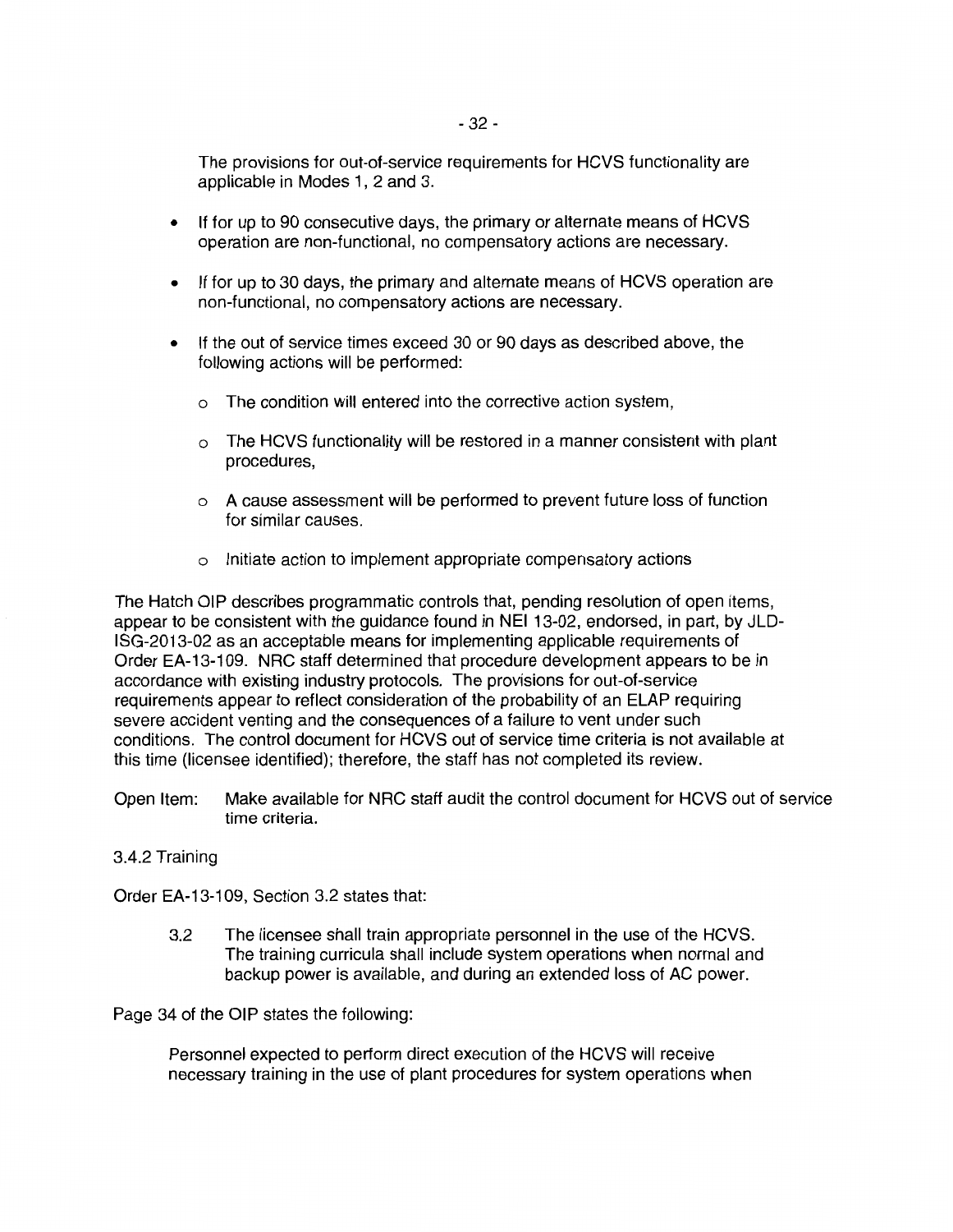The provisions for out-of-service requirements for HCVS functionality are applicable in Modes 1, 2 and 3.

- If for up to 90 consecutive days, the primary or alternate means of HCVS operation are non-functional, no compensatory actions are necessary.
- If for up to 30 days, the primary and alternate means of HCVS operation are non-functional, no compensatory actions are necessary.
- If the out of service times exceed 30 or 90 days as described above, the following actions will be performed:
  - The condition will entered into the corrective action system,
  - The HCVS functionality will be restored in a manner consistent with plant procedures,
  - A cause assessment will be performed to prevent future loss of function for similar causes.
  - Initiate action to implement appropriate compensatory actions

The Hatch OIP describes programmatic controls that, pending resolution of open items, appear to be consistent with the guidance found in NEI 13-02, endorsed, in part, by JLD-ISG-2013-02 as an acceptable means for implementing applicable requirements of Order EA-13-109. NRC staff determined that procedure development appears to be in accordance with existing industry protocols. The provisions for out-of-service requirements appear to reflect consideration of the probability of an ELAP requiring severe accident venting and the consequences of a failure to vent under such conditions. The control document for HCVS out of service time criteria is not available at this time (licensee identified); therefore, the staff has not completed its review.

Open Item: Make available for NRC staff audit the control document for HCVS out of service time criteria.

3.4.2 Training

Order EA-13-109, Section 3.2 states that:

> 3.2 The licensee shall train appropriate personnel in the use of the HCVS. The training curricula shall include system operations when normal and backup power is available, and during an extended loss of AC power.

Page 34 of the OIP states the following:

> Personnel expected to perform direct execution of the HCVS will receive necessary training in the use of plant procedures for system operations when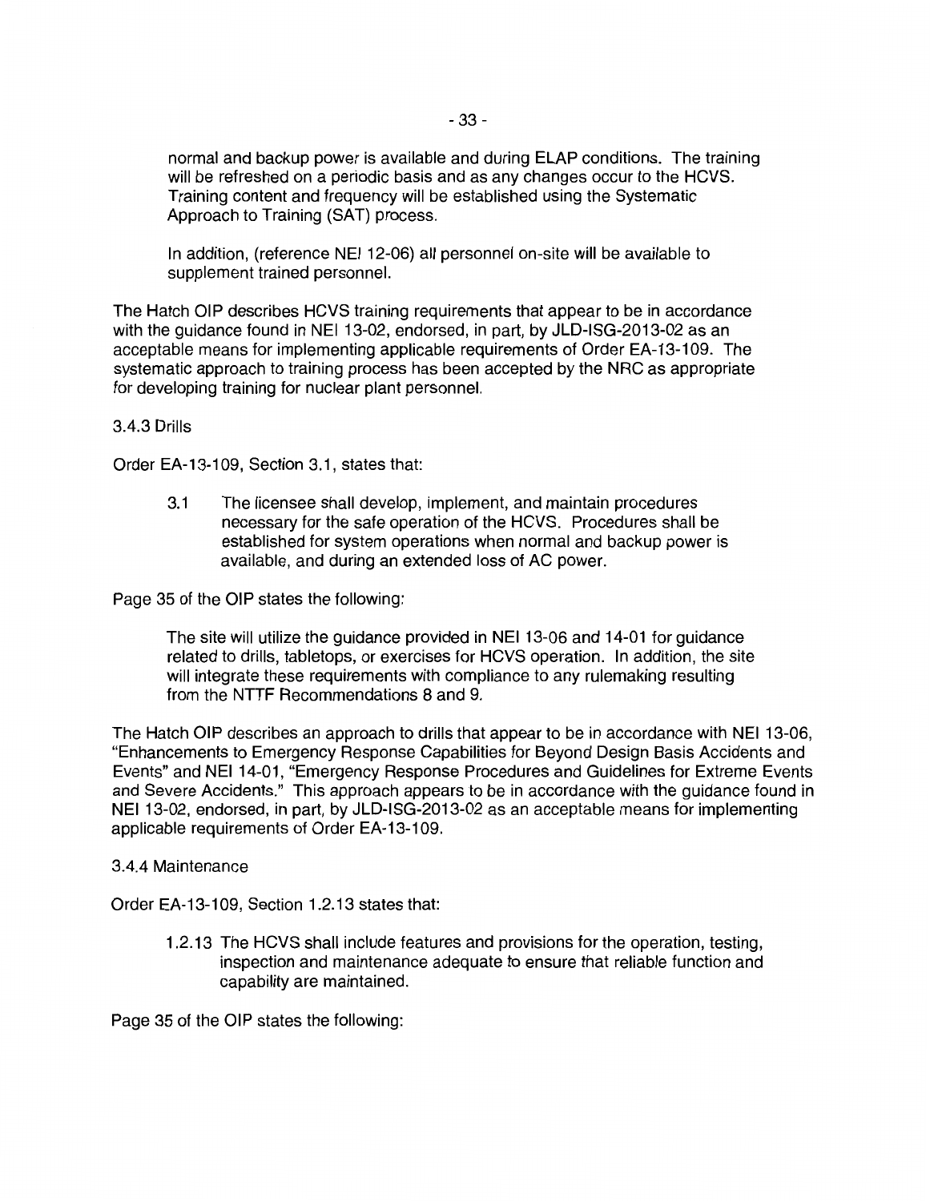normal and backup power is available and during ELAP conditions. The training will be refreshed on a periodic basis and as any changes occur to the HCVS. Training content and frequency will be established using the Systematic Approach to Training (SAT) process.

> In addition, (reference NEI 12-06) all personnel on-site will be available to supplement trained personnel.

The Hatch OIP describes HCVS training requirements that appear to be in accordance with the guidance found in NEI 13-02, endorsed, in part, by JLD-ISG-2013-02 as an acceptable means for implementing applicable requirements of Order EA-13-109. The systematic approach to training process has been accepted by the NRC as appropriate for developing training for nuclear plant personnel.

3.4.3 Drills

Order EA-13-109, Section 3.1, states that:

> 3.1 The licensee shall develop, implement, and maintain procedures necessary for the safe operation of the HCVS. Procedures shall be established for system operations when normal and backup power is available, and during an extended loss of AC power.

Page 35 of the OIP states the following:

> The site will utilize the guidance provided in NEI 13-06 and 14-01 for guidance related to drills, tabletops, or exercises for HCVS operation. In addition, the site will integrate these requirements with compliance to any rulemaking resulting from the NTTF Recommendations 8 and 9.

The Hatch OIP describes an approach to drills that appear to be in accordance with NEI 13-06, "Enhancements to Emergency Response Capabilities for Beyond Design Basis Accidents and Events" and NEI 14-01, "Emergency Response Procedures and Guidelines for Extreme Events and Severe Accidents." This approach appears to be in accordance with the guidance found in NEI 13-02, endorsed, in part, by JLD-ISG-2013-02 as an acceptable means for implementing applicable requirements of Order EA-13-109.

3.4.4 Maintenance

Order EA-13-109, Section 1.2.13 states that:

> 1.2.13 The HCVS shall include features and provisions for the operation, testing, inspection and maintenance adequate to ensure that reliable function and capability are maintained.

Page 35 of the OIP states the following: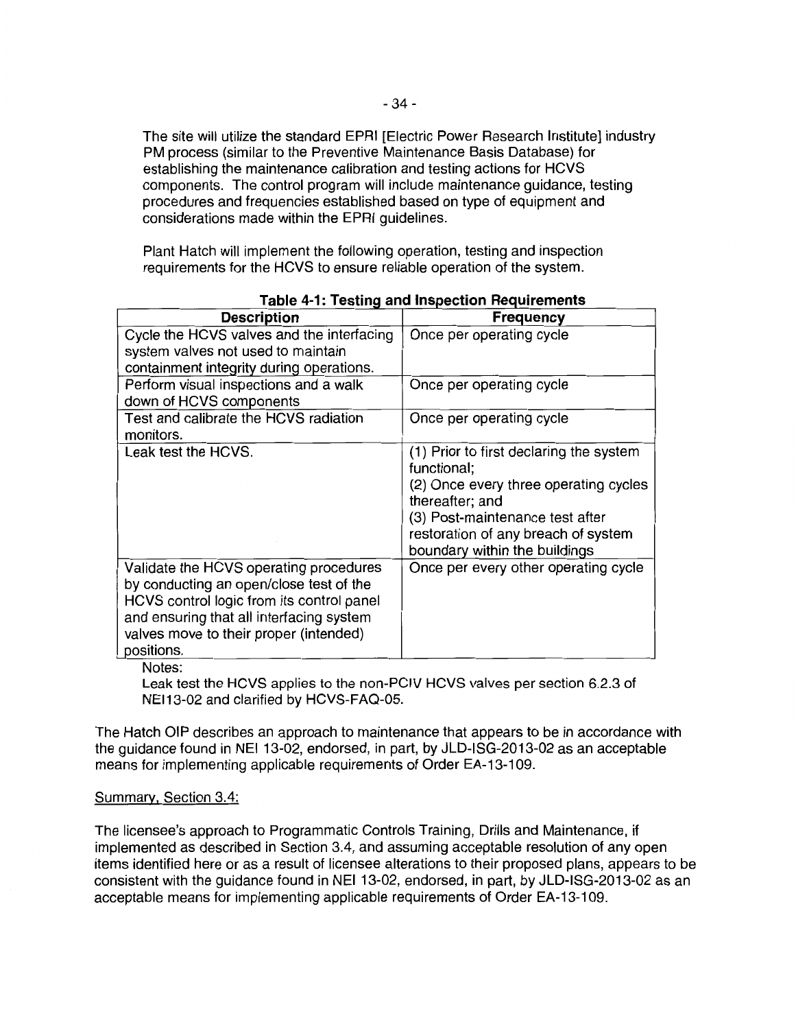The site will utilize the standard EPRI [Electric Power Research Institute] industry PM process (similar to the Preventive Maintenance Basis Database) for establishing the maintenance calibration and testing actions for HCVS components. The control program will include maintenance guidance, testing procedures and frequencies established based on type of equipment and considerations made within the EPRI guidelines.

Plant Hatch will implement the following operation, testing and inspection requirements for the HCVS to ensure reliable operation of the system.

**Table 4-1: Testing and Inspection Requirements**

| Description | Frequency |
|---|---|
| Cycle the HCVS valves and the interfacing system valves not used to maintain containment integrity during operations. | Once per operating cycle |
| Perform visual inspections and a walk down of HCVS components | Once per operating cycle |
| Test and calibrate the HCVS radiation monitors. | Once per operating cycle |
| Leak test the HCVS. | (1) Prior to first declaring the system functional;<br>(2) Once every three operating cycles thereafter; and<br>(3) Post-maintenance test after restoration of any breach of system boundary within the buildings |
| Validate the HCVS operating procedures by conducting an open/close test of the HCVS control logic from its control panel and ensuring that all interfacing system valves move to their proper (intended) positions. | Once per every other operating cycle |

Notes:
Leak test the HCVS applies to the non-PCIV HCVS valves per section 6.2.3 of NEI13-02 and clarified by HCVS-FAQ-05.

The Hatch OIP describes an approach to maintenance that appears to be in accordance with the guidance found in NEI 13-02, endorsed, in part, by JLD-ISG-2013-02 as an acceptable means for implementing applicable requirements of Order EA-13-109.

Summary, Section 3.4:

The licensee's approach to Programmatic Controls Training, Drills and Maintenance, if implemented as described in Section 3.4, and assuming acceptable resolution of any open items identified here or as a result of licensee alterations to their proposed plans, appears to be consistent with the guidance found in NEI 13-02, endorsed, in part, by JLD-ISG-2013-02 as an acceptable means for implementing applicable requirements of Order EA-13-109.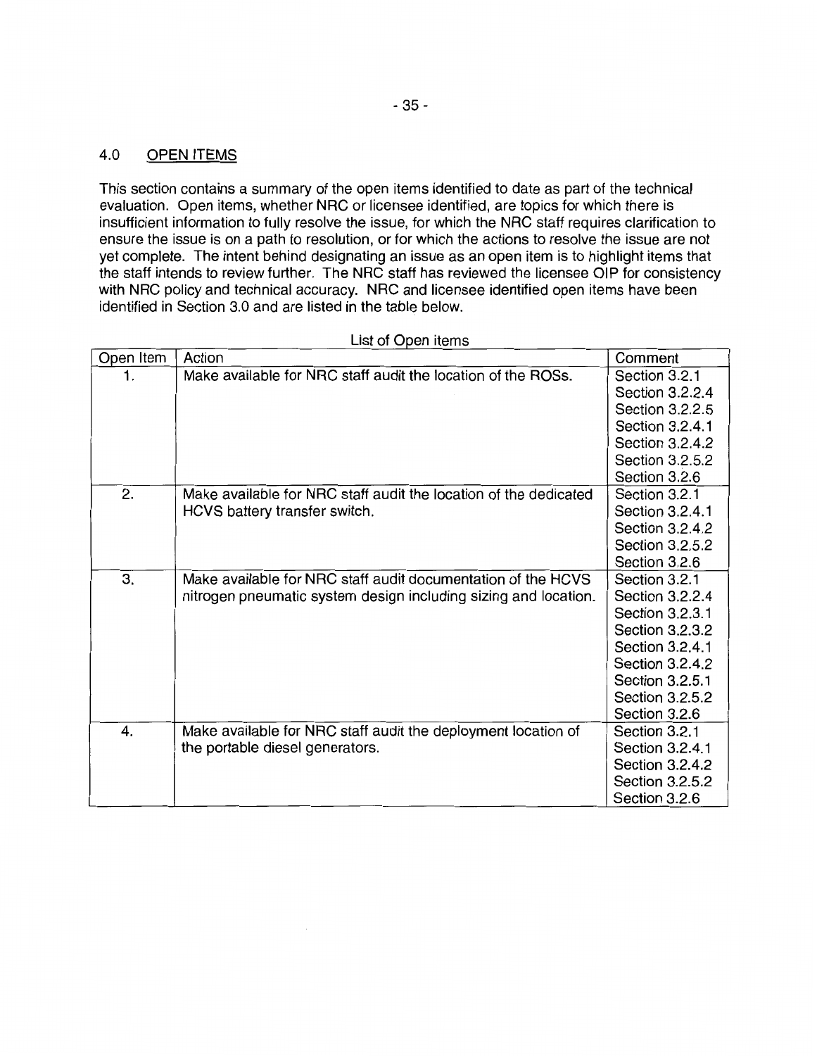## 4.0 OPEN ITEMS

This section contains a summary of the open items identified to date as part of the technical evaluation. Open items, whether NRC or licensee identified, are topics for which there is insufficient information to fully resolve the issue, for which the NRC staff requires clarification to ensure the issue is on a path to resolution, or for which the actions to resolve the issue are not yet complete. The intent behind designating an issue as an open item is to highlight items that the staff intends to review further. The NRC staff has reviewed the licensee OIP for consistency with NRC policy and technical accuracy. NRC and licensee identified open items have been identified in Section 3.0 and are listed in the table below.

List of Open items

| Open Item | Action | Comment |
|---|---|---|
| 1. | Make available for NRC staff audit the location of the ROSs. | Section 3.2.1<br>Section 3.2.2.4<br>Section 3.2.2.5<br>Section 3.2.4.1<br>Section 3.2.4.2<br>Section 3.2.5.2<br>Section 3.2.6 |
| 2. | Make available for NRC staff audit the location of the dedicated HCVS battery transfer switch. | Section 3.2.1<br>Section 3.2.4.1<br>Section 3.2.4.2<br>Section 3.2.5.2<br>Section 3.2.6 |
| 3. | Make available for NRC staff audit documentation of the HCVS nitrogen pneumatic system design including sizing and location. | Section 3.2.1<br>Section 3.2.2.4<br>Section 3.2.3.1<br>Section 3.2.3.2<br>Section 3.2.4.1<br>Section 3.2.4.2<br>Section 3.2.5.1<br>Section 3.2.5.2<br>Section 3.2.6 |
| 4. | Make available for NRC staff audit the deployment location of the portable diesel generators. | Section 3.2.1<br>Section 3.2.4.1<br>Section 3.2.4.2<br>Section 3.2.5.2<br>Section 3.2.6 |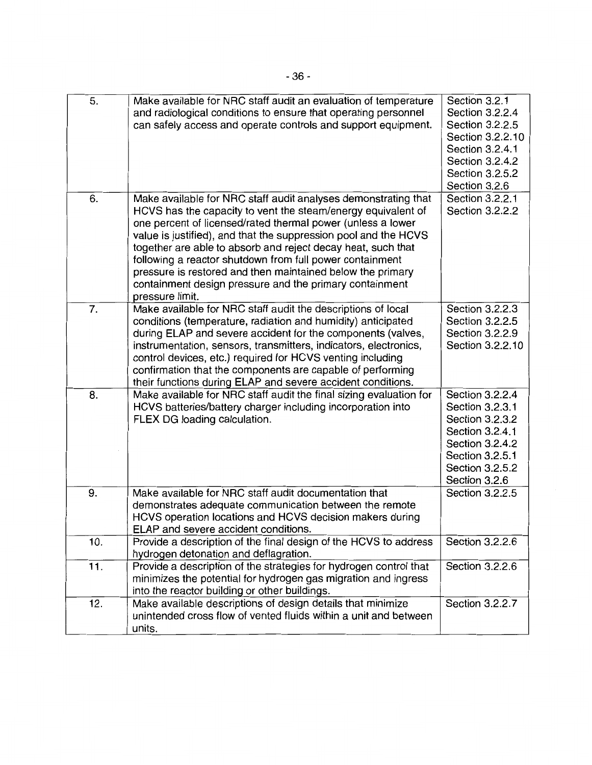| | | |
|---|---|---|
| 5. | Make available for NRC staff audit an evaluation of temperature and radiological conditions to ensure that operating personnel can safely access and operate controls and support equipment. | Section 3.2.1<br>Section 3.2.2.4<br>Section 3.2.2.5<br>Section 3.2.2.10<br>Section 3.2.4.1<br>Section 3.2.4.2<br>Section 3.2.5.2<br>Section 3.2.6 |
| 6. | Make available for NRC staff audit analyses demonstrating that HCVS has the capacity to vent the steam/energy equivalent of one percent of licensed/rated thermal power (unless a lower value is justified), and that the suppression pool and the HCVS together are able to absorb and reject decay heat, such that following a reactor shutdown from full power containment pressure is restored and then maintained below the primary containment design pressure and the primary containment pressure limit. | Section 3.2.2.1<br>Section 3.2.2.2 |
| 7. | Make available for NRC staff audit the descriptions of local conditions (temperature, radiation and humidity) anticipated during ELAP and severe accident for the components (valves, instrumentation, sensors, transmitters, indicators, electronics, control devices, etc.) required for HCVS venting including confirmation that the components are capable of performing their functions during ELAP and severe accident conditions. | Section 3.2.2.3<br>Section 3.2.2.5<br>Section 3.2.2.9<br>Section 3.2.2.10 |
| 8. | Make available for NRC staff audit the final sizing evaluation for HCVS batteries/battery charger including incorporation into FLEX DG loading calculation. | Section 3.2.2.4<br>Section 3.2.3.1<br>Section 3.2.3.2<br>Section 3.2.4.1<br>Section 3.2.4.2<br>Section 3.2.5.1<br>Section 3.2.5.2<br>Section 3.2.6 |
| 9. | Make available for NRC staff audit documentation that demonstrates adequate communication between the remote HCVS operation locations and HCVS decision makers during ELAP and severe accident conditions. | Section 3.2.2.5 |
| 10. | Provide a description of the final design of the HCVS to address hydrogen detonation and deflagration. | Section 3.2.2.6 |
| 11. | Provide a description of the strategies for hydrogen control that minimizes the potential for hydrogen gas migration and ingress into the reactor building or other buildings. | Section 3.2.2.6 |
| 12. | Make available descriptions of design details that minimize unintended cross flow of vented fluids within a unit and between units. | Section 3.2.2.7 |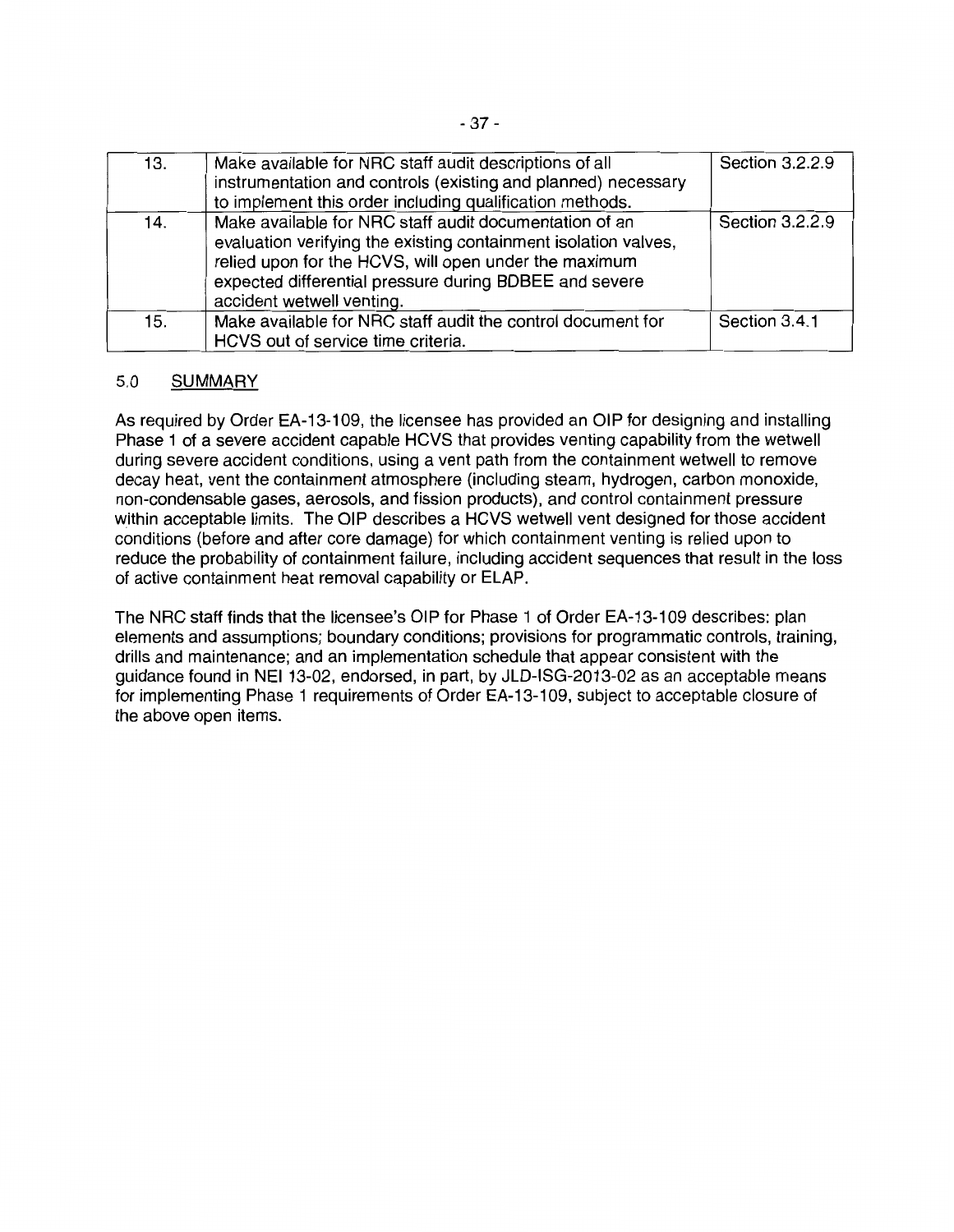| 13. | Make available for NRC staff audit descriptions of all instrumentation and controls (existing and planned) necessary to implement this order including qualification methods. | Section 3.2.2.9 |
|---|---|---|
| 14. | Make available for NRC staff audit documentation of an evaluation verifying the existing containment isolation valves, relied upon for the HCVS, will open under the maximum expected differential pressure during BDBEE and severe accident wetwell venting. | Section 3.2.2.9 |
| 15. | Make available for NRC staff audit the control document for HCVS out of service time criteria. | Section 3.4.1 |

## 5.0 SUMMARY

As required by Order EA-13-109, the licensee has provided an OIP for designing and installing Phase 1 of a severe accident capable HCVS that provides venting capability from the wetwell during severe accident conditions, using a vent path from the containment wetwell to remove decay heat, vent the containment atmosphere (including steam, hydrogen, carbon monoxide, non-condensable gases, aerosols, and fission products), and control containment pressure within acceptable limits. The OIP describes a HCVS wetwell vent designed for those accident conditions (before and after core damage) for which containment venting is relied upon to reduce the probability of containment failure, including accident sequences that result in the loss of active containment heat removal capability or ELAP.

The NRC staff finds that the licensee's OIP for Phase 1 of Order EA-13-109 describes: plan elements and assumptions; boundary conditions; provisions for programmatic controls, training, drills and maintenance; and an implementation schedule that appear consistent with the guidance found in NEI 13-02, endorsed, in part, by JLD-ISG-2013-02 as an acceptable means for implementing Phase 1 requirements of Order EA-13-109, subject to acceptable closure of the above open items.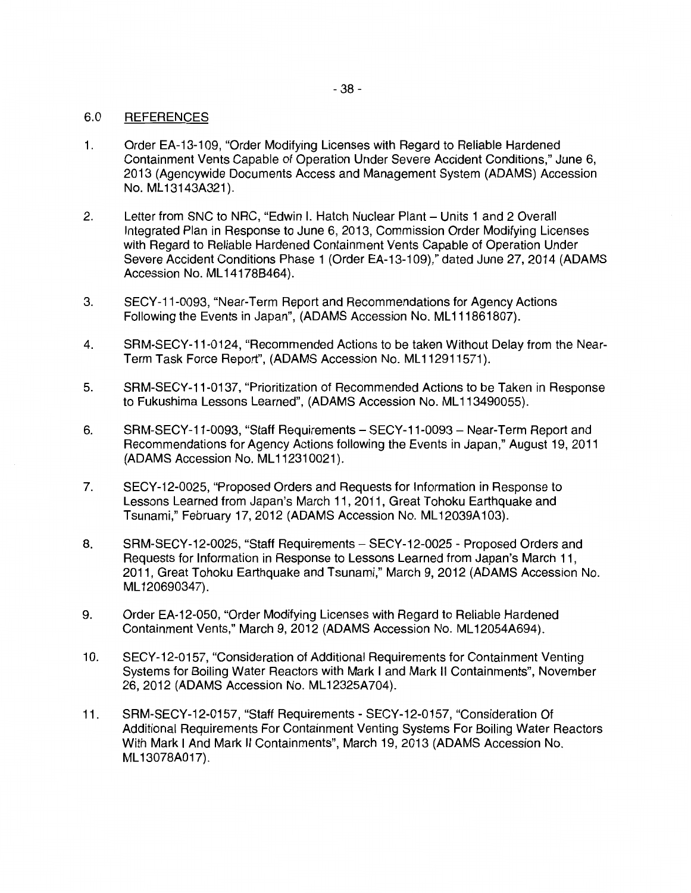## 6.0 REFERENCES

1. Order EA-13-109, "Order Modifying Licenses with Regard to Reliable Hardened Containment Vents Capable of Operation Under Severe Accident Conditions," June 6, 2013 (Agencywide Documents Access and Management System (ADAMS) Accession No. ML13143A321).

2. Letter from SNC to NRC, "Edwin I. Hatch Nuclear Plant – Units 1 and 2 Overall Integrated Plan in Response to June 6, 2013, Commission Order Modifying Licenses with Regard to Reliable Hardened Containment Vents Capable of Operation Under Severe Accident Conditions Phase 1 (Order EA-13-109)," dated June 27, 2014 (ADAMS Accession No. ML14178B464).

3. SECY-11-0093, "Near-Term Report and Recommendations for Agency Actions Following the Events in Japan", (ADAMS Accession No. ML111861807).

4. SRM-SECY-11-0124, "Recommended Actions to be taken Without Delay from the Near-Term Task Force Report", (ADAMS Accession No. ML112911571).

5. SRM-SECY-11-0137, "Prioritization of Recommended Actions to be Taken in Response to Fukushima Lessons Learned", (ADAMS Accession No. ML113490055).

6. SRM-SECY-11-0093, "Staff Requirements – SECY-11-0093 – Near-Term Report and Recommendations for Agency Actions following the Events in Japan," August 19, 2011 (ADAMS Accession No. ML112310021).

7. SECY-12-0025, "Proposed Orders and Requests for Information in Response to Lessons Learned from Japan's March 11, 2011, Great Tohoku Earthquake and Tsunami," February 17, 2012 (ADAMS Accession No. ML12039A103).

8. SRM-SECY-12-0025, "Staff Requirements – SECY-12-0025 - Proposed Orders and Requests for Information in Response to Lessons Learned from Japan's March 11, 2011, Great Tohoku Earthquake and Tsunami," March 9, 2012 (ADAMS Accession No. ML120690347).

9. Order EA-12-050, "Order Modifying Licenses with Regard to Reliable Hardened Containment Vents," March 9, 2012 (ADAMS Accession No. ML12054A694).

10. SECY-12-0157, "Consideration of Additional Requirements for Containment Venting Systems for Boiling Water Reactors with Mark I and Mark II Containments", November 26, 2012 (ADAMS Accession No. ML12325A704).

11. SRM-SECY-12-0157, "Staff Requirements - SECY-12-0157, "Consideration Of Additional Requirements For Containment Venting Systems For Boiling Water Reactors With Mark I And Mark II Containments", March 19, 2013 (ADAMS Accession No. ML13078A017).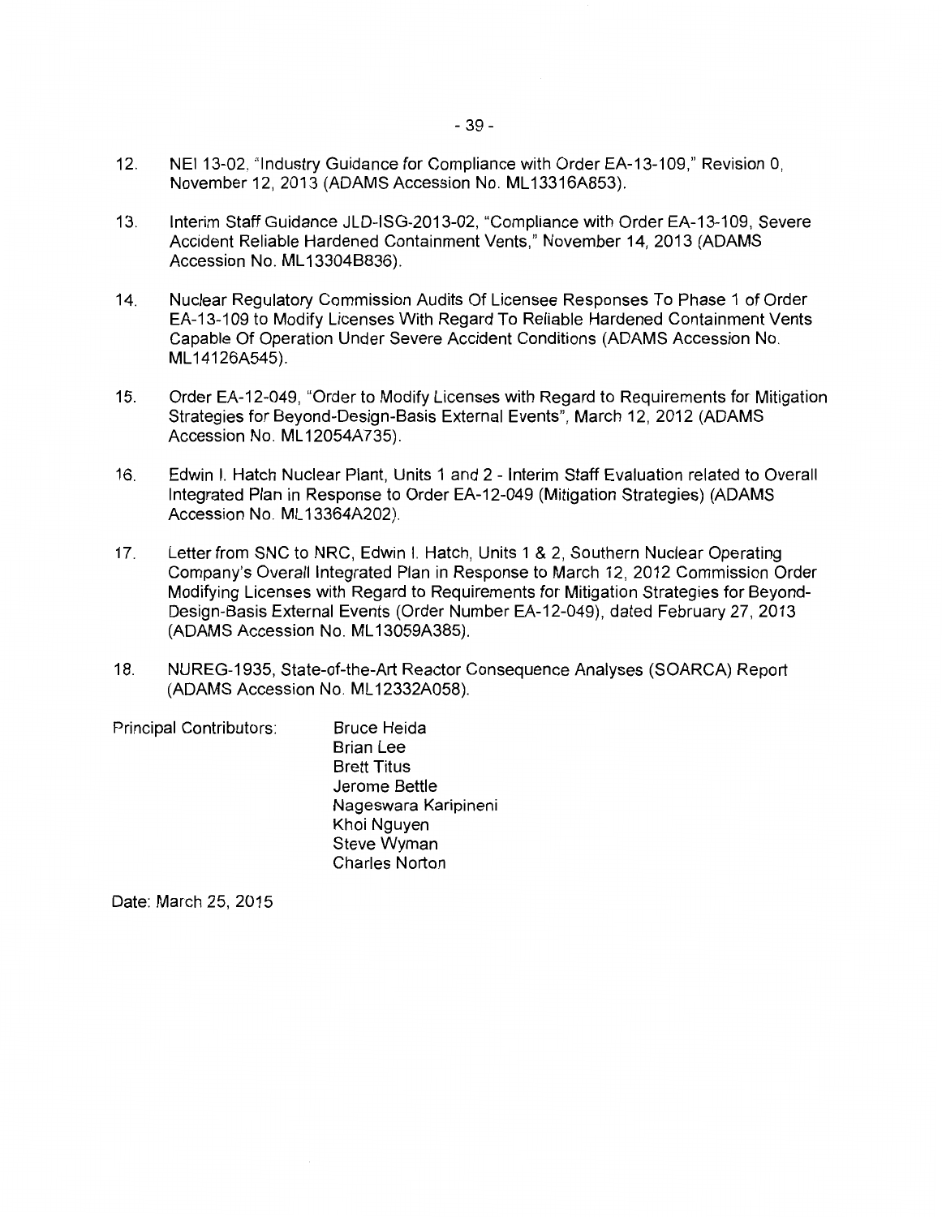12. NEI 13-02, "Industry Guidance for Compliance with Order EA-13-109," Revision 0, November 12, 2013 (ADAMS Accession No. ML13316A853).

13. Interim Staff Guidance JLD-ISG-2013-02, "Compliance with Order EA-13-109, Severe Accident Reliable Hardened Containment Vents," November 14, 2013 (ADAMS Accession No. ML13304B836).

14. Nuclear Regulatory Commission Audits Of Licensee Responses To Phase 1 of Order EA-13-109 to Modify Licenses With Regard To Reliable Hardened Containment Vents Capable Of Operation Under Severe Accident Conditions (ADAMS Accession No. ML14126A545).

15. Order EA-12-049, "Order to Modify Licenses with Regard to Requirements for Mitigation Strategies for Beyond-Design-Basis External Events", March 12, 2012 (ADAMS Accession No. ML12054A735).

16. Edwin I. Hatch Nuclear Plant, Units 1 and 2 - Interim Staff Evaluation related to Overall Integrated Plan in Response to Order EA-12-049 (Mitigation Strategies) (ADAMS Accession No. ML13364A202).

17. Letter from SNC to NRC, Edwin I. Hatch, Units 1 & 2, Southern Nuclear Operating Company's Overall Integrated Plan in Response to March 12, 2012 Commission Order Modifying Licenses with Regard to Requirements for Mitigation Strategies for Beyond-Design-Basis External Events (Order Number EA-12-049), dated February 27, 2013 (ADAMS Accession No. ML13059A385).

18. NUREG-1935, State-of-the-Art Reactor Consequence Analyses (SOARCA) Report (ADAMS Accession No. ML12332A058).

Principal Contributors:

Bruce Heida
Brian Lee
Brett Titus
Jerome Bettle
Nageswara Karipineni
Khoi Nguyen
Steve Wyman
Charles Norton

Date: March 25, 2015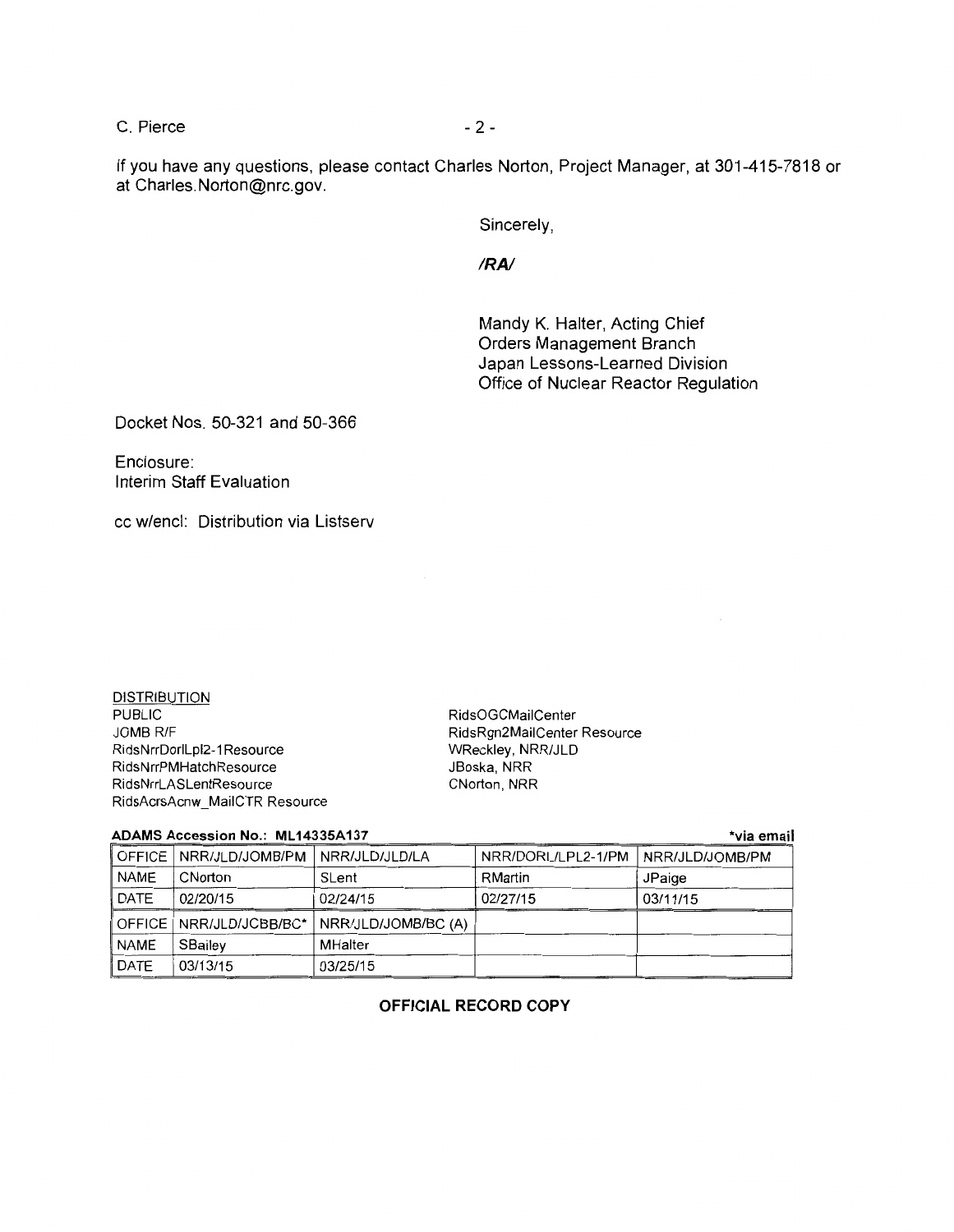C. Pierce

If you have any questions, please contact Charles Norton, Project Manager, at 301-415-7818 or at Charles.Norton@nrc.gov.

Sincerely,

***/RA/***

Mandy K. Halter, Acting Chief
Orders Management Branch
Japan Lessons-Learned Division
Office of Nuclear Reactor Regulation

Docket Nos. 50-321 and 50-366

Enclosure:
Interim Staff Evaluation

cc w/encl: Distribution via Listserv

DISTRIBUTION
PUBLIC
JOMB R/F
RidsNrrDorlLpl2-1Resource
RidsNrrPMHatchResource
RidsNrrLASLentResource
RidsAcrsAcnw_MailCTR Resource
RidsOGCMailCenter
RidsRgn2MailCenter Resource
WReckley, NRR/JLD
JBoska, NRR
CNorton, NRR

**ADAMS Accession No.: ML14335A137** *via email

| OFFICE | NRR/JLD/JOMB/PM | NRR/JLD/JLD/LA | NRR/DORL/LPL2-1/PM | NRR/JLD/JOMB/PM |
|---|---|---|---|---|
| NAME | CNorton | SLent | RMartin | JPaige |
| DATE | 02/20/15 | 02/24/15 | 02/27/15 | 03/11/15 |
| OFFICE | NRR/JLD/JCBB/BC* | NRR/JLD/JOMB/BC (A) | | |
| NAME | SBailey | MHalter | | |
| DATE | 03/13/15 | 03/25/15 | | |

**OFFICIAL RECORD COPY**